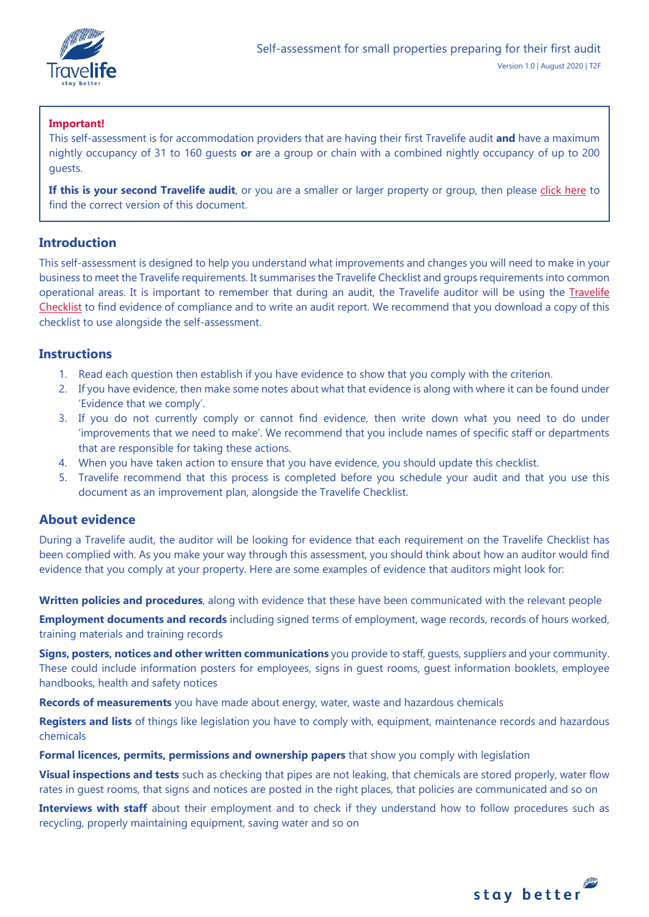# Self-assessment for small properties preparing for their first audit

Version 1.0 | August 2020 | T2F

**Important!**

This self-assessment is for accommodation providers that are having their first Travelife audit **and** have a maximum nightly occupancy of 31 to 160 guests **or** are a group or chain with a combined nightly occupancy of up to 200 guests.

**If this is your second Travelife audit**, or you are a smaller or larger property or group, then please click here to find the correct version of this document.

## Introduction

This self-assessment is designed to help you understand what improvements and changes you will need to make in your business to meet the Travelife requirements. It summarises the Travelife Checklist and groups requirements into common operational areas. It is important to remember that during an audit, the Travelife auditor will be using the Travelife Checklist to find evidence of compliance and to write an audit report. We recommend that you download a copy of this checklist to use alongside the self-assessment.

## Instructions

1. Read each question then establish if you have evidence to show that you comply with the criterion.
2. If you have evidence, then make some notes about what that evidence is along with where it can be found under 'Evidence that we comply'.
3. If you do not currently comply or cannot find evidence, then write down what you need to do under 'improvements that we need to make'. We recommend that you include names of specific staff or departments that are responsible for taking these actions.
4. When you have taken action to ensure that you have evidence, you should update this checklist.
5. Travelife recommend that this process is completed before you schedule your audit and that you use this document as an improvement plan, alongside the Travelife Checklist.

## About evidence

During a Travelife audit, the auditor will be looking for evidence that each requirement on the Travelife Checklist has been complied with. As you make your way through this assessment, you should think about how an auditor would find evidence that you comply at your property. Here are some examples of evidence that auditors might look for:

**Written policies and procedures**, along with evidence that these have been communicated with the relevant people

**Employment documents and records** including signed terms of employment, wage records, records of hours worked, training materials and training records

**Signs, posters, notices and other written communications** you provide to staff, guests, suppliers and your community. These could include information posters for employees, signs in guest rooms, guest information booklets, employee handbooks, health and safety notices

**Records of measurements** you have made about energy, water, waste and hazardous chemicals

**Registers and lists** of things like legislation you have to comply with, equipment, maintenance records and hazardous chemicals

**Formal licences, permits, permissions and ownership papers** that show you comply with legislation

**Visual inspections and tests** such as checking that pipes are not leaking, that chemicals are stored properly, water flow rates in guest rooms, that signs and notices are posted in the right places, that policies are communicated and so on

**Interviews with staff** about their employment and to check if they understand how to follow procedures such as recycling, properly maintaining equipment, saving water and so on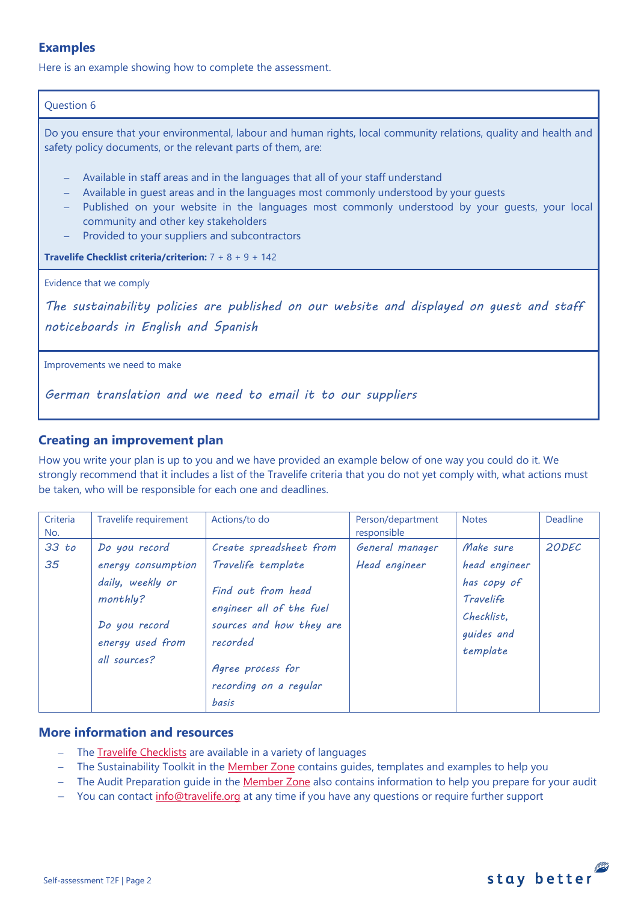## Examples

Here is an example showing how to complete the assessment.

| Question 6 |
|---|
| Do you ensure that your environmental, labour and human rights, local community relations, quality and health and safety policy documents, or the relevant parts of them, are:<br><br>– Available in staff areas and in the languages that all of your staff understand<br>– Available in guest areas and in the languages most commonly understood by your guests<br>– Published on your website in the languages most commonly understood by your guests, your local community and other key stakeholders<br>– Provided to your suppliers and subcontractors<br><br>**Travelife Checklist criteria/criterion:** 7 + 8 + 9 + 142 |
| Evidence that we comply<br><br>*The sustainability policies are published on our website and displayed on guest and staff noticeboards in English and Spanish* |
| Improvements we need to make<br><br>*German translation and we need to email it to our suppliers* |

## Creating an improvement plan

How you write your plan is up to you and we have provided an example below of one way you could do it. We strongly recommend that it includes a list of the Travelife criteria that you do not yet comply with, what actions must be taken, who will be responsible for each one and deadlines.

| Criteria No. | Travelife requirement | Actions/to do | Person/department responsible | Notes | Deadline |
|---|---|---|---|---|---|
| *33 to 35* | *Do you record energy consumption daily, weekly or monthly?*<br><br>*Do you record energy used from all sources?* | *Create spreadsheet from Travelife template*<br><br>*Find out from head engineer all of the fuel sources and how they are recorded*<br><br>*Agree process for recording on a regular basis* | *General manager*<br>*Head engineer* | *Make sure head engineer has copy of Travelife Checklist, guides and template* | *20DEC* |

## More information and resources

- The Travelife Checklists are available in a variety of languages
- The Sustainability Toolkit in the Member Zone contains guides, templates and examples to help you
- The Audit Preparation guide in the Member Zone also contains information to help you prepare for your audit
- You can contact info@travelife.org at any time if you have any questions or require further support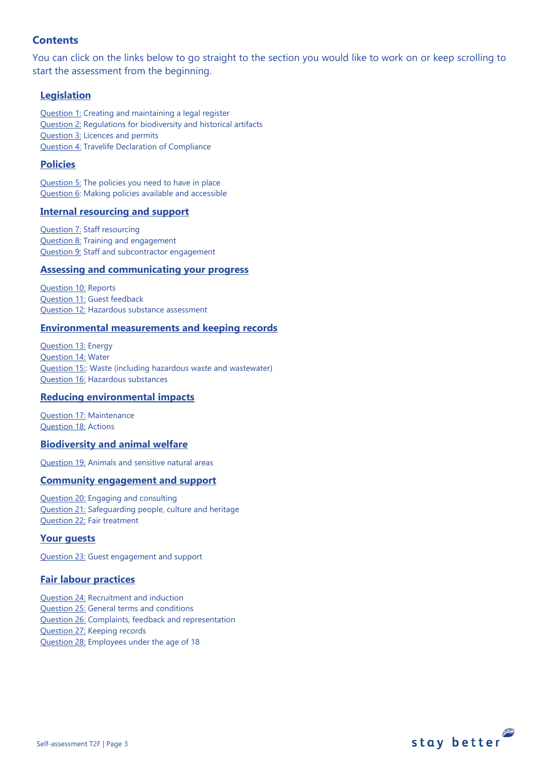## Contents

You can click on the links below to go straight to the section you would like to work on or keep scrolling to start the assessment from the beginning.

### Legislation

Question 1: Creating and maintaining a legal register
Question 2: Regulations for biodiversity and historical artifacts
Question 3: Licences and permits
Question 4: Travelife Declaration of Compliance

### Policies

Question 5: The policies you need to have in place
Question 6: Making policies available and accessible

### Internal resourcing and support

Question 7: Staff resourcing
Question 8: Training and engagement
Question 9: Staff and subcontractor engagement

### Assessing and communicating your progress

Question 10: Reports
Question 11: Guest feedback
Question 12: Hazardous substance assessment

### Environmental measurements and keeping records

Question 13: Energy
Question 14: Water
Question 15:: Waste (including hazardous waste and wastewater)
Question 16: Hazardous substances

### Reducing environmental impacts

Question 17: Maintenance
Question 18: Actions

### Biodiversity and animal welfare

Question 19: Animals and sensitive natural areas

### Community engagement and support

Question 20: Engaging and consulting
Question 21: Safeguarding people, culture and heritage
Question 22: Fair treatment

### Your guests

Question 23: Guest engagement and support

### Fair labour practices

Question 24: Recruitment and induction
Question 25: General terms and conditions
Question 26: Complaints, feedback and representation
Question 27: Keeping records
Question 28: Employees under the age of 18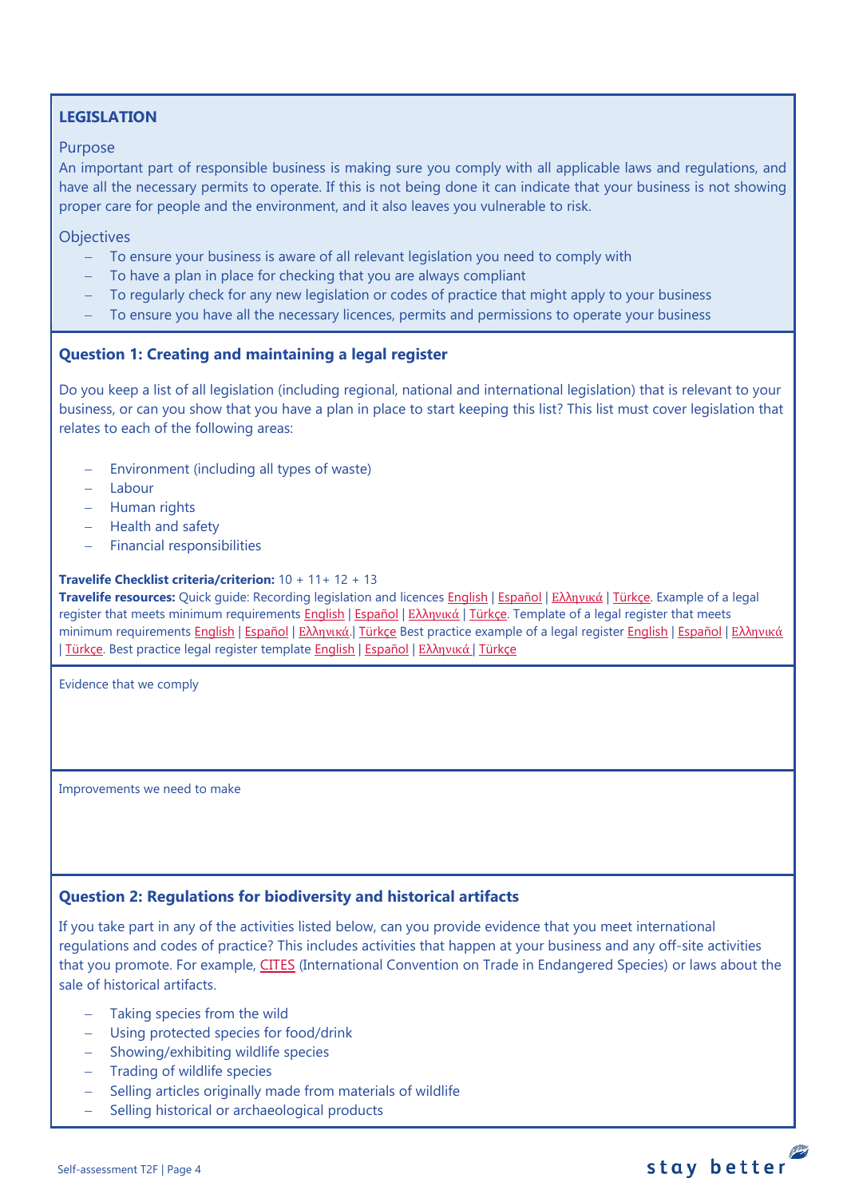## LEGISLATION

### Purpose

An important part of responsible business is making sure you comply with all applicable laws and regulations, and have all the necessary permits to operate. If this is not being done it can indicate that your business is not showing proper care for people and the environment, and it also leaves you vulnerable to risk.

### Objectives

- To ensure your business is aware of all relevant legislation you need to comply with
- To have a plan in place for checking that you are always compliant
- To regularly check for any new legislation or codes of practice that might apply to your business
- To ensure you have all the necessary licences, permits and permissions to operate your business

### Question 1: Creating and maintaining a legal register

Do you keep a list of all legislation (including regional, national and international legislation) that is relevant to your business, or can you show that you have a plan in place to start keeping this list? This list must cover legislation that relates to each of the following areas:

- Environment (including all types of waste)
- Labour
- Human rights
- Health and safety
- Financial responsibilities

**Travelife Checklist criteria/criterion:** 10 + 11+ 12 + 13

**Travelife resources:** Quick guide: Recording legislation and licences English | Español | Ελληνικά | Türkçe. Example of a legal register that meets minimum requirements English | Español | Ελληνικά | Türkçe. Template of a legal register that meets minimum requirements English | Español | Ελληνικά.| Türkçe Best practice example of a legal register English | Español | Ελληνικά | Türkçe. Best practice legal register template English | Español | Ελληνικά | Türkçe

Evidence that we comply

Improvements we need to make

### Question 2: Regulations for biodiversity and historical artifacts

If you take part in any of the activities listed below, can you provide evidence that you meet international regulations and codes of practice? This includes activities that happen at your business and any off-site activities that you promote. For example, CITES (International Convention on Trade in Endangered Species) or laws about the sale of historical artifacts.

- Taking species from the wild
- Using protected species for food/drink
- Showing/exhibiting wildlife species
- Trading of wildlife species
- Selling articles originally made from materials of wildlife
- Selling historical or archaeological products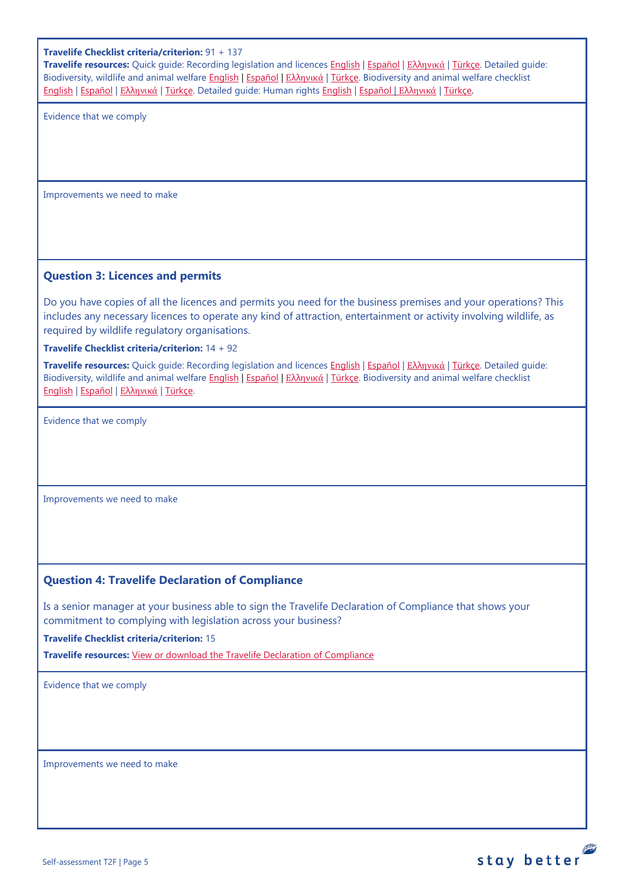**Travelife Checklist criteria/criterion:** 91 + 137

**Travelife resources:** Quick guide: Recording legislation and licences English | Español | Ελληνικά | Türkçe. Detailed guide: Biodiversity, wildlife and animal welfare English | Español | Ελληνικά | Türkçe. Biodiversity and animal welfare checklist English | Español | Ελληνικά | Türkçe. Detailed guide: Human rights English | Español | Ελληνικά | Türkçe.

Evidence that we comply

Improvements we need to make

### Question 3: Licences and permits

Do you have copies of all the licences and permits you need for the business premises and your operations? This includes any necessary licences to operate any kind of attraction, entertainment or activity involving wildlife, as required by wildlife regulatory organisations.

**Travelife Checklist criteria/criterion:** 14 + 92

**Travelife resources:** Quick guide: Recording legislation and licences English | Español | Ελληνικά | Türkçe. Detailed guide: Biodiversity, wildlife and animal welfare English | Español | Ελληνικά | Türkçe. Biodiversity and animal welfare checklist English | Español | Ελληνικά | Türkçe.

Evidence that we comply

Improvements we need to make

### Question 4: Travelife Declaration of Compliance

Is a senior manager at your business able to sign the Travelife Declaration of Compliance that shows your commitment to complying with legislation across your business?

**Travelife Checklist criteria/criterion:** 15

**Travelife resources:** View or download the Travelife Declaration of Compliance

Evidence that we comply

Improvements we need to make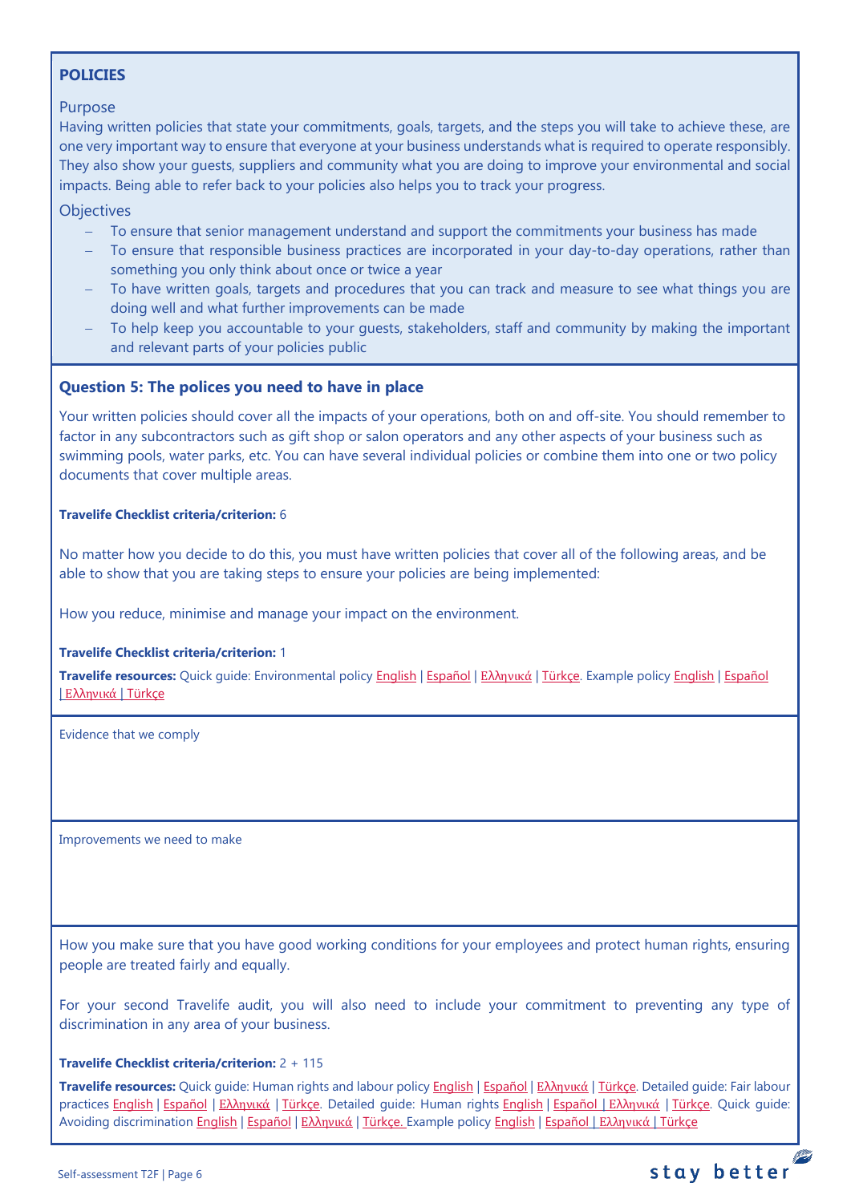## POLICIES

### Purpose

Having written policies that state your commitments, goals, targets, and the steps you will take to achieve these, are one very important way to ensure that everyone at your business understands what is required to operate responsibly. They also show your guests, suppliers and community what you are doing to improve your environmental and social impacts. Being able to refer back to your policies also helps you to track your progress.

### Objectives

- To ensure that senior management understand and support the commitments your business has made
- To ensure that responsible business practices are incorporated in your day-to-day operations, rather than something you only think about once or twice a year
- To have written goals, targets and procedures that you can track and measure to see what things you are doing well and what further improvements can be made
- To help keep you accountable to your guests, stakeholders, staff and community by making the important and relevant parts of your policies public

### Question 5: The polices you need to have in place

Your written policies should cover all the impacts of your operations, both on and off-site. You should remember to factor in any subcontractors such as gift shop or salon operators and any other aspects of your business such as swimming pools, water parks, etc. You can have several individual policies or combine them into one or two policy documents that cover multiple areas.

**Travelife Checklist criteria/criterion:** 6

No matter how you decide to do this, you must have written policies that cover all of the following areas, and be able to show that you are taking steps to ensure your policies are being implemented:

How you reduce, minimise and manage your impact on the environment.

**Travelife Checklist criteria/criterion:** 1

**Travelife resources:** Quick guide: Environmental policy English | Español | Ελληνικά | Türkçe. Example policy English | Español | Ελληνικά | Türkçe

Evidence that we comply

Improvements we need to make

How you make sure that you have good working conditions for your employees and protect human rights, ensuring people are treated fairly and equally.

For your second Travelife audit, you will also need to include your commitment to preventing any type of discrimination in any area of your business.

**Travelife Checklist criteria/criterion:** 2 + 115

**Travelife resources:** Quick guide: Human rights and labour policy English | Español | Ελληνικά | Türkçe. Detailed guide: Fair labour practices English | Español | Ελληνικά | Türkçe. Detailed guide: Human rights English | Español | Ελληνικά | Türkçe. Quick guide: Avoiding discrimination English | Español | Ελληνικά | Türkçe. Example policy English | Español | Ελληνικά | Türkçe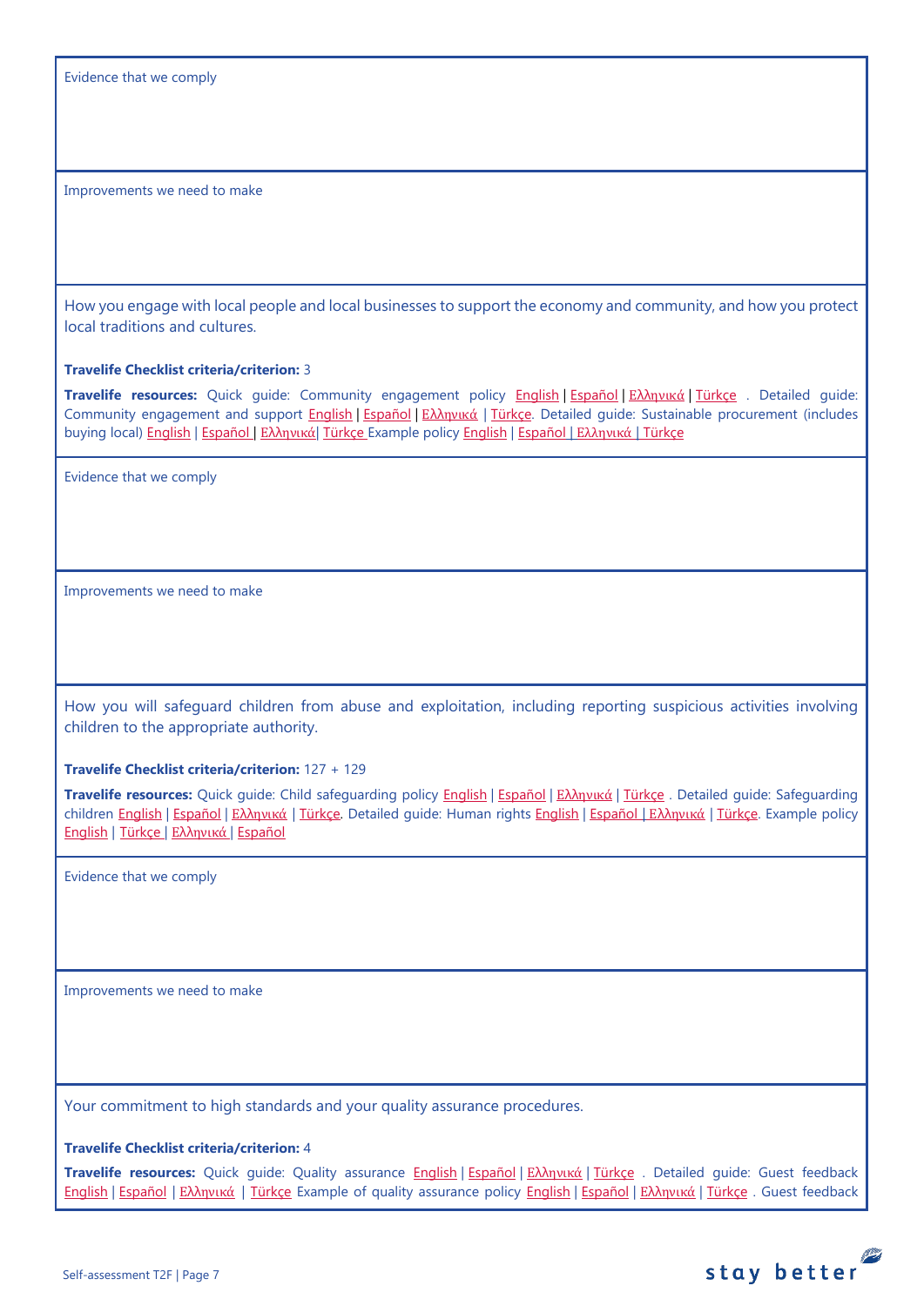Evidence that we comply

Improvements we need to make

How you engage with local people and local businesses to support the economy and community, and how you protect local traditions and cultures.

**Travelife Checklist criteria/criterion:** 3

**Travelife resources:** Quick guide: Community engagement policy English | Español | Ελληνικά | Türkçe . Detailed guide: Community engagement and support English | Español | Ελληνικά | Türkçe. Detailed guide: Sustainable procurement (includes buying local) English | Español | Ελληνικά| Türkçe Example policy English | Español | Ελληνικά | Türkçe

Evidence that we comply

Improvements we need to make

How you will safeguard children from abuse and exploitation, including reporting suspicious activities involving children to the appropriate authority.

**Travelife Checklist criteria/criterion:** 127 + 129

**Travelife resources:** Quick guide: Child safeguarding policy English | Español | Ελληνικά | Türkçe . Detailed guide: Safeguarding children English | Español | Ελληνικά | Türkçe. Detailed guide: Human rights English | Español | Ελληνικά | Türkçe. Example policy English | Türkçe | Ελληνικά | Español

Evidence that we comply

Improvements we need to make

Your commitment to high standards and your quality assurance procedures.

**Travelife Checklist criteria/criterion:** 4

**Travelife resources:** Quick guide: Quality assurance English | Español | Ελληνικά | Türkçe . Detailed guide: Guest feedback English | Español | Ελληνικά | Türkçe Example of quality assurance policy English | Español | Ελληνικά | Türkçe . Guest feedback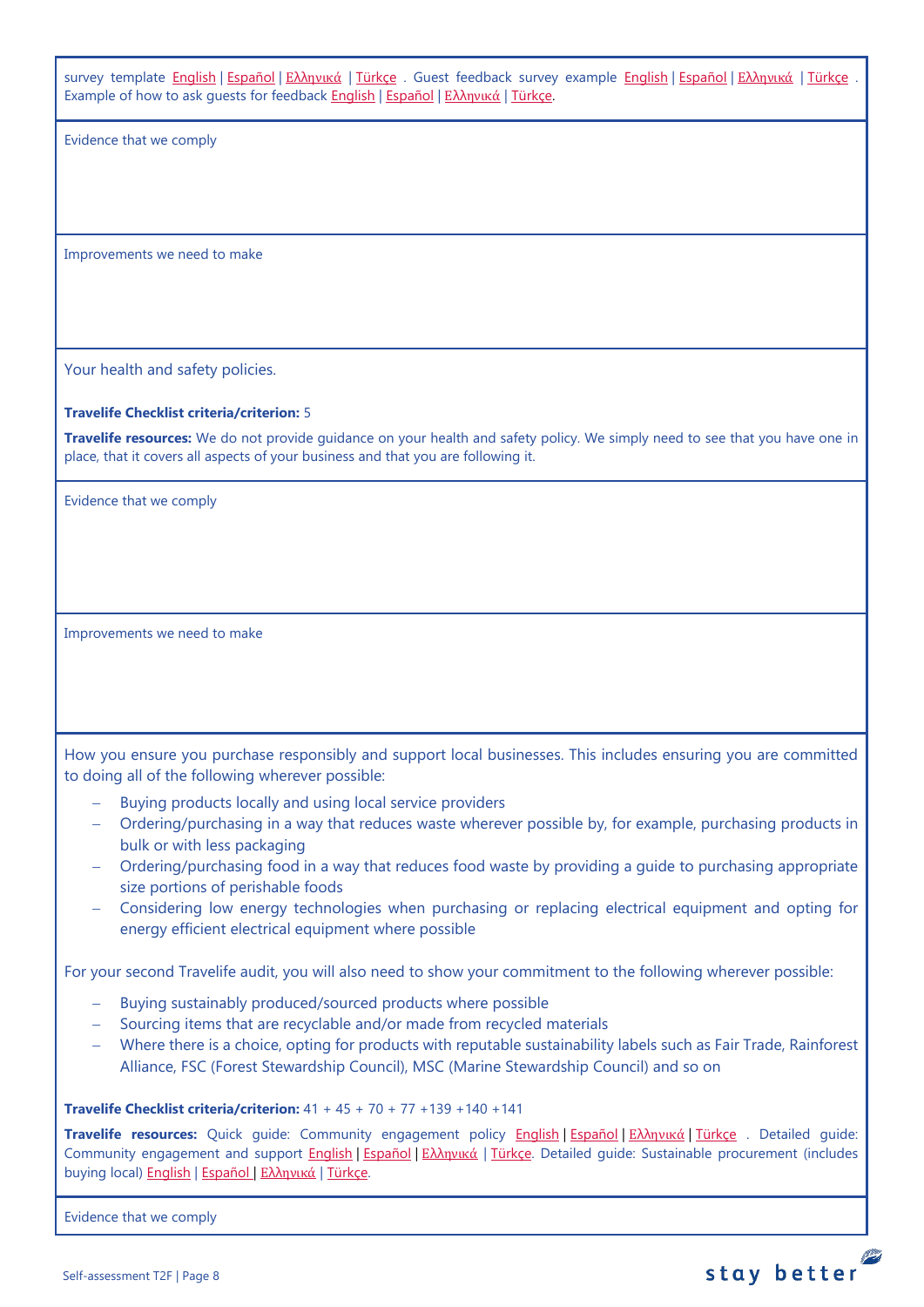survey template English | Español | Ελληνικά | Türkçe . Guest feedback survey example English | Español | Ελληνικά | Türkçe . Example of how to ask guests for feedback English | Español | Ελληνικά | Türkçe.

Evidence that we comply

Improvements we need to make

Your health and safety policies.

**Travelife Checklist criteria/criterion:** 5

**Travelife resources:** We do not provide guidance on your health and safety policy. We simply need to see that you have one in place, that it covers all aspects of your business and that you are following it.

Evidence that we comply

Improvements we need to make

How you ensure you purchase responsibly and support local businesses. This includes ensuring you are committed to doing all of the following wherever possible:

- Buying products locally and using local service providers
- Ordering/purchasing in a way that reduces waste wherever possible by, for example, purchasing products in bulk or with less packaging
- Ordering/purchasing food in a way that reduces food waste by providing a guide to purchasing appropriate size portions of perishable foods
- Considering low energy technologies when purchasing or replacing electrical equipment and opting for energy efficient electrical equipment where possible

For your second Travelife audit, you will also need to show your commitment to the following wherever possible:

- Buying sustainably produced/sourced products where possible
- Sourcing items that are recyclable and/or made from recycled materials
- Where there is a choice, opting for products with reputable sustainability labels such as Fair Trade, Rainforest Alliance, FSC (Forest Stewardship Council), MSC (Marine Stewardship Council) and so on

**Travelife Checklist criteria/criterion:** 41 + 45 + 70 + 77 +139 +140 +141

**Travelife resources:** Quick guide: Community engagement policy English | Español | Ελληνικά | Türkçe . Detailed guide: Community engagement and support English | Español | Ελληνικά | Türkçe. Detailed guide: Sustainable procurement (includes buying local) English | Español | Ελληνικά | Türkçe.

Evidence that we comply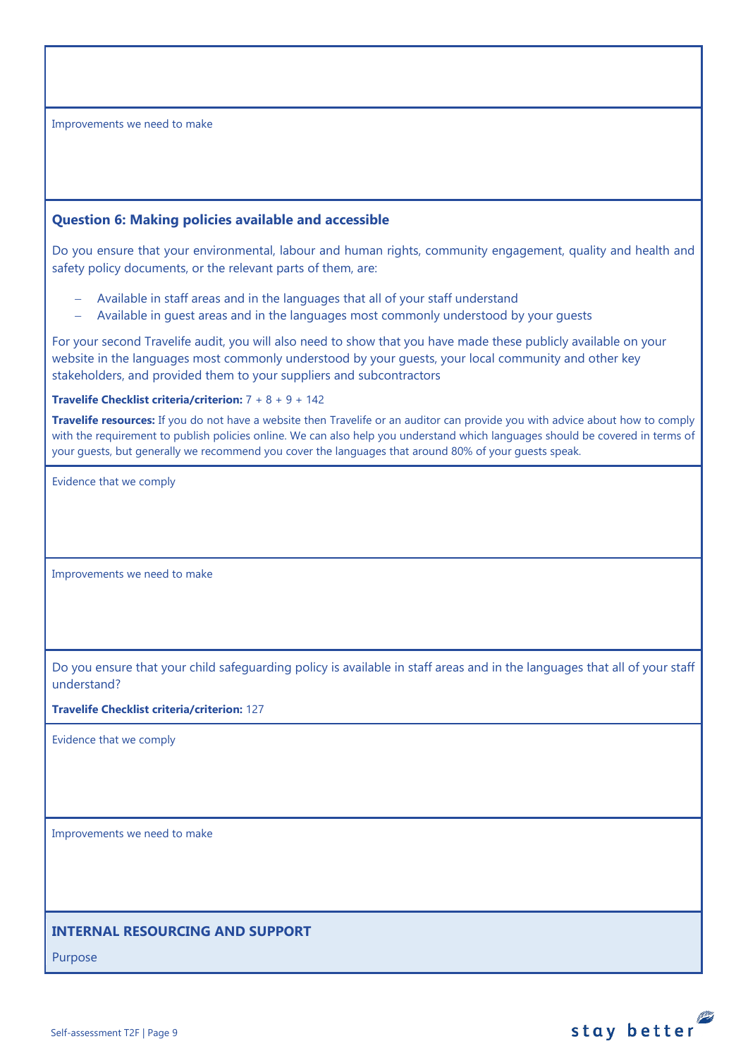Improvements we need to make

### Question 6: Making policies available and accessible

Do you ensure that your environmental, labour and human rights, community engagement, quality and health and safety policy documents, or the relevant parts of them, are:

- Available in staff areas and in the languages that all of your staff understand
- Available in guest areas and in the languages most commonly understood by your guests

For your second Travelife audit, you will also need to show that you have made these publicly available on your website in the languages most commonly understood by your guests, your local community and other key stakeholders, and provided them to your suppliers and subcontractors

**Travelife Checklist criteria/criterion:** 7 + 8 + 9 + 142

**Travelife resources:** If you do not have a website then Travelife or an auditor can provide you with advice about how to comply with the requirement to publish policies online. We can also help you understand which languages should be covered in terms of your guests, but generally we recommend you cover the languages that around 80% of your guests speak.

Evidence that we comply

Improvements we need to make

Do you ensure that your child safeguarding policy is available in staff areas and in the languages that all of your staff understand?

**Travelife Checklist criteria/criterion:** 127

Evidence that we comply

Improvements we need to make

## INTERNAL RESOURCING AND SUPPORT

Purpose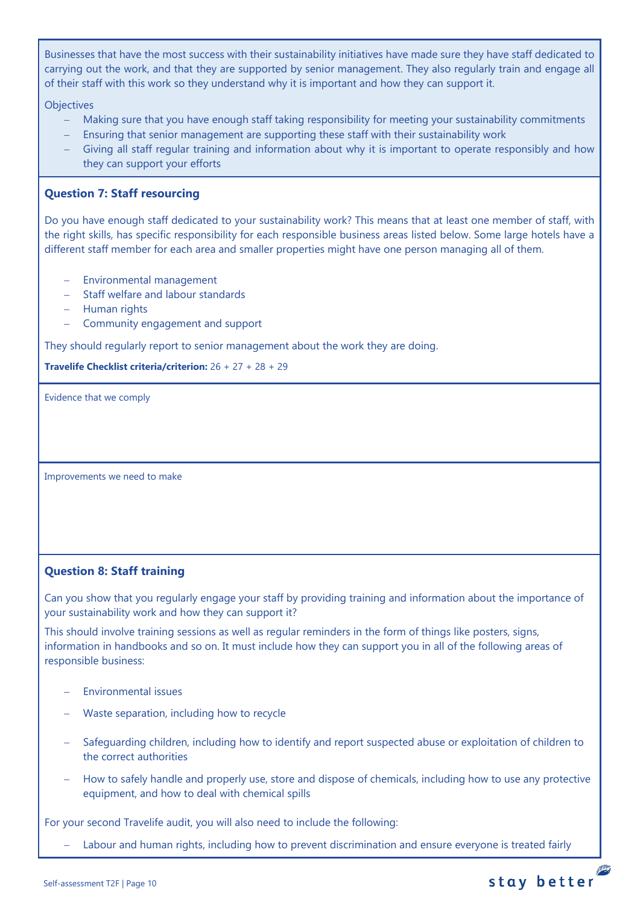Businesses that have the most success with their sustainability initiatives have made sure they have staff dedicated to carrying out the work, and that they are supported by senior management. They also regularly train and engage all of their staff with this work so they understand why it is important and how they can support it.

Objectives

- Making sure that you have enough staff taking responsibility for meeting your sustainability commitments
- Ensuring that senior management are supporting these staff with their sustainability work
- Giving all staff regular training and information about why it is important to operate responsibly and how they can support your efforts

### Question 7: Staff resourcing

Do you have enough staff dedicated to your sustainability work? This means that at least one member of staff, with the right skills, has specific responsibility for each responsible business areas listed below. Some large hotels have a different staff member for each area and smaller properties might have one person managing all of them.

- Environmental management
- Staff welfare and labour standards
- Human rights
- Community engagement and support

They should regularly report to senior management about the work they are doing.

**Travelife Checklist criteria/criterion:** 26 + 27 + 28 + 29

Evidence that we comply

Improvements we need to make

### Question 8: Staff training

Can you show that you regularly engage your staff by providing training and information about the importance of your sustainability work and how they can support it?

This should involve training sessions as well as regular reminders in the form of things like posters, signs, information in handbooks and so on. It must include how they can support you in all of the following areas of responsible business:

- Environmental issues
- Waste separation, including how to recycle
- Safeguarding children, including how to identify and report suspected abuse or exploitation of children to the correct authorities
- How to safely handle and properly use, store and dispose of chemicals, including how to use any protective equipment, and how to deal with chemical spills

For your second Travelife audit, you will also need to include the following:

- Labour and human rights, including how to prevent discrimination and ensure everyone is treated fairly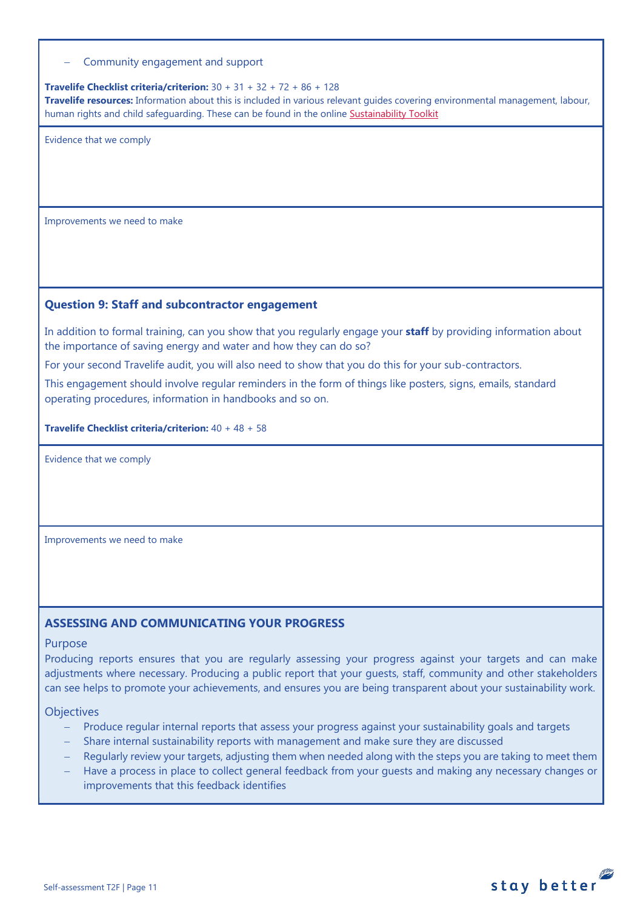- Community engagement and support

**Travelife Checklist criteria/criterion:** 30 + 31 + 32 + 72 + 86 + 128
**Travelife resources:** Information about this is included in various relevant guides covering environmental management, labour, human rights and child safeguarding. These can be found in the online Sustainability Toolkit

Evidence that we comply

Improvements we need to make

### Question 9: Staff and subcontractor engagement

In addition to formal training, can you show that you regularly engage your **staff** by providing information about the importance of saving energy and water and how they can do so?

For your second Travelife audit, you will also need to show that you do this for your sub-contractors.

This engagement should involve regular reminders in the form of things like posters, signs, emails, standard operating procedures, information in handbooks and so on.

**Travelife Checklist criteria/criterion:** 40 + 48 + 58

Evidence that we comply

Improvements we need to make

## ASSESSING AND COMMUNICATING YOUR PROGRESS

Purpose

Producing reports ensures that you are regularly assessing your progress against your targets and can make adjustments where necessary. Producing a public report that your guests, staff, community and other stakeholders can see helps to promote your achievements, and ensures you are being transparent about your sustainability work.

Objectives

- Produce regular internal reports that assess your progress against your sustainability goals and targets
- Share internal sustainability reports with management and make sure they are discussed
- Regularly review your targets, adjusting them when needed along with the steps you are taking to meet them
- Have a process in place to collect general feedback from your guests and making any necessary changes or improvements that this feedback identifies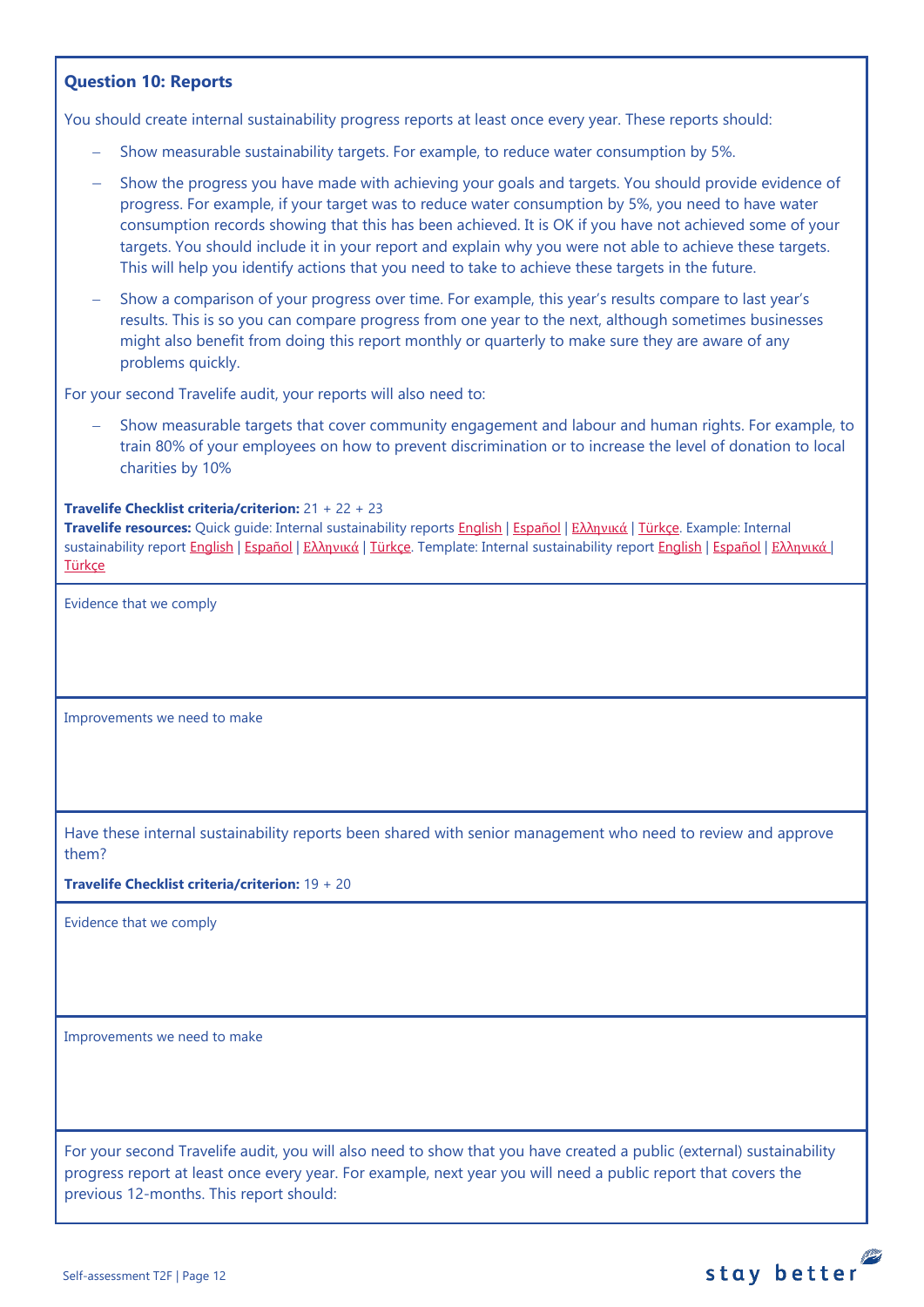### Question 10: Reports

You should create internal sustainability progress reports at least once every year. These reports should:

- Show measurable sustainability targets. For example, to reduce water consumption by 5%.
- Show the progress you have made with achieving your goals and targets. You should provide evidence of progress. For example, if your target was to reduce water consumption by 5%, you need to have water consumption records showing that this has been achieved. It is OK if you have not achieved some of your targets. You should include it in your report and explain why you were not able to achieve these targets. This will help you identify actions that you need to take to achieve these targets in the future.
- Show a comparison of your progress over time. For example, this year's results compare to last year's results. This is so you can compare progress from one year to the next, although sometimes businesses might also benefit from doing this report monthly or quarterly to make sure they are aware of any problems quickly.

For your second Travelife audit, your reports will also need to:

- Show measurable targets that cover community engagement and labour and human rights. For example, to train 80% of your employees on how to prevent discrimination or to increase the level of donation to local charities by 10%

**Travelife Checklist criteria/criterion:** 21 + 22 + 23
**Travelife resources:** Quick guide: Internal sustainability reports English | Español | Ελληνικά | Türkçe. Example: Internal sustainability report English | Español | Ελληνικά | Türkçe. Template: Internal sustainability report English | Español | Ελληνικά | Türkçe

Evidence that we comply

Improvements we need to make

Have these internal sustainability reports been shared with senior management who need to review and approve them?

**Travelife Checklist criteria/criterion:** 19 + 20

Evidence that we comply

Improvements we need to make

For your second Travelife audit, you will also need to show that you have created a public (external) sustainability progress report at least once every year. For example, next year you will need a public report that covers the previous 12-months. This report should: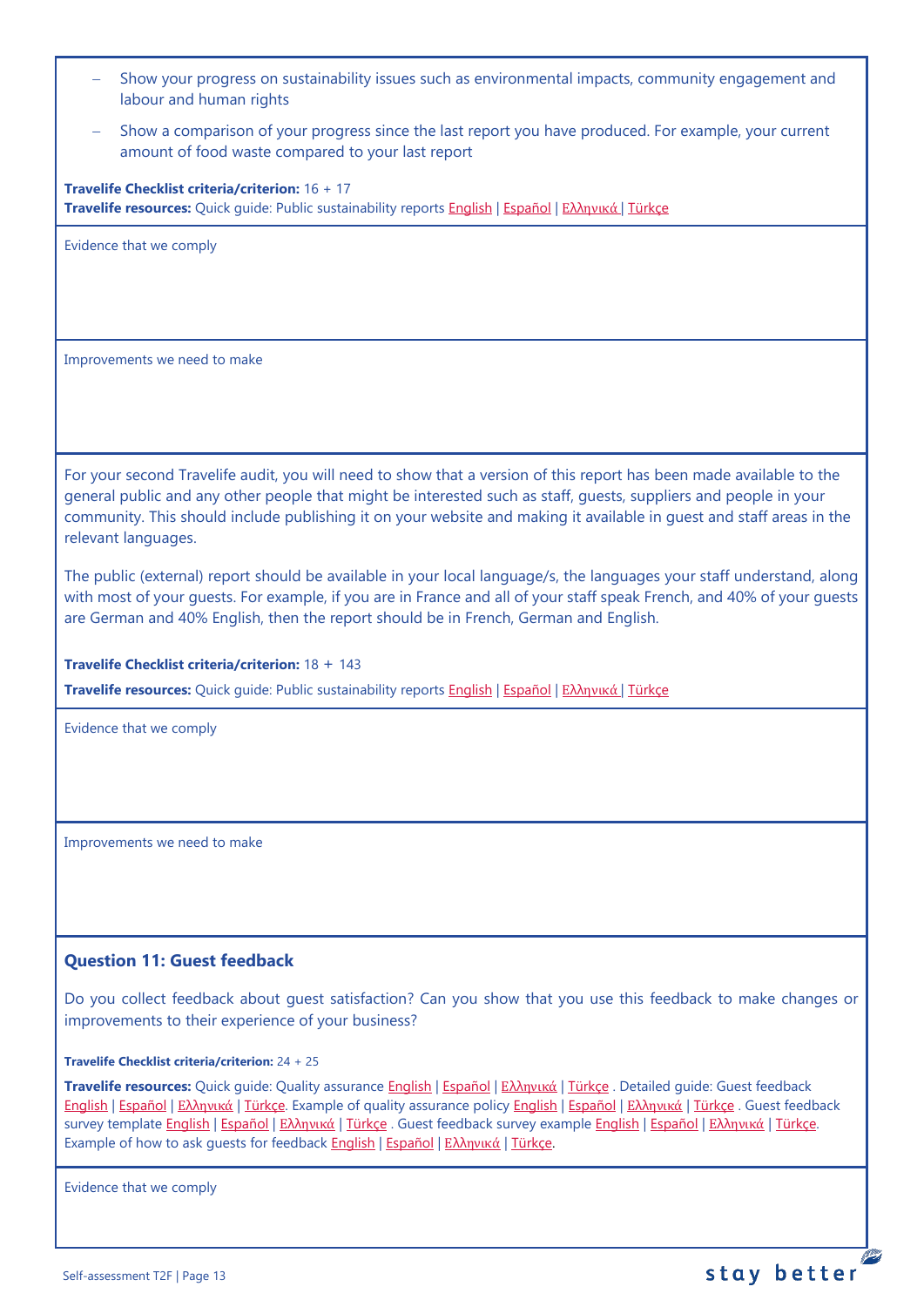- Show your progress on sustainability issues such as environmental impacts, community engagement and labour and human rights
- Show a comparison of your progress since the last report you have produced. For example, your current amount of food waste compared to your last report

**Travelife Checklist criteria/criterion:** 16 + 17
**Travelife resources:** Quick guide: Public sustainability reports English | Español | Ελληνικά | Türkçe

Evidence that we comply

Improvements we need to make

For your second Travelife audit, you will need to show that a version of this report has been made available to the general public and any other people that might be interested such as staff, guests, suppliers and people in your community. This should include publishing it on your website and making it available in guest and staff areas in the relevant languages.

The public (external) report should be available in your local language/s, the languages your staff understand, along with most of your guests. For example, if you are in France and all of your staff speak French, and 40% of your guests are German and 40% English, then the report should be in French, German and English.

**Travelife Checklist criteria/criterion:** 18 + 143

**Travelife resources:** Quick guide: Public sustainability reports English | Español | Ελληνικά | Türkçe

Evidence that we comply

Improvements we need to make

### Question 11: Guest feedback

Do you collect feedback about guest satisfaction? Can you show that you use this feedback to make changes or improvements to their experience of your business?

**Travelife Checklist criteria/criterion:** 24 + 25

**Travelife resources:** Quick guide: Quality assurance English | Español | Ελληνικά | Türkçe . Detailed guide: Guest feedback English | Español | Ελληνικά | Türkçe. Example of quality assurance policy English | Español | Ελληνικά | Türkçe . Guest feedback survey template English | Español | Ελληνικά | Türkçe . Guest feedback survey example English | Español | Ελληνικά | Türkçe. Example of how to ask guests for feedback English | Español | Ελληνικά | Türkçe.

Evidence that we comply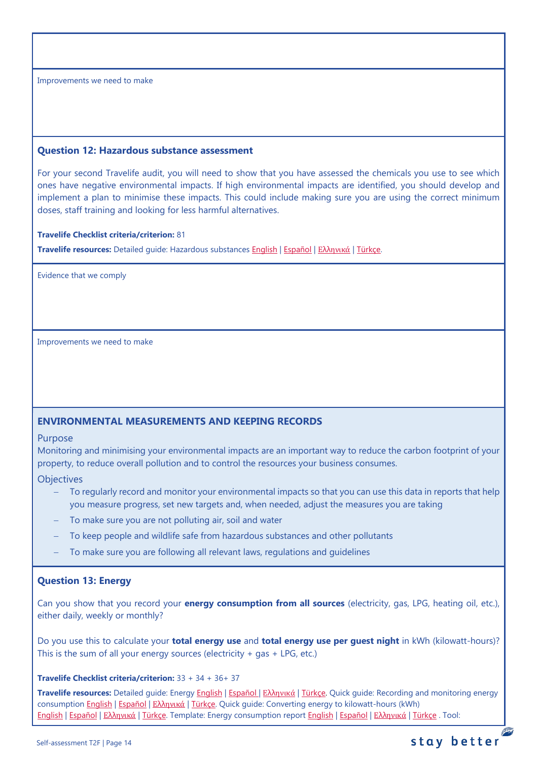Improvements we need to make

### Question 12: Hazardous substance assessment

For your second Travelife audit, you will need to show that you have assessed the chemicals you use to see which ones have negative environmental impacts. If high environmental impacts are identified, you should develop and implement a plan to minimise these impacts. This could include making sure you are using the correct minimum doses, staff training and looking for less harmful alternatives.

**Travelife Checklist criteria/criterion:** 81

**Travelife resources:** Detailed guide: Hazardous substances English | Español | Ελληνικά | Türkçe.

Evidence that we comply

Improvements we need to make

## ENVIRONMENTAL MEASUREMENTS AND KEEPING RECORDS

Purpose

Monitoring and minimising your environmental impacts are an important way to reduce the carbon footprint of your property, to reduce overall pollution and to control the resources your business consumes.

Objectives

- To regularly record and monitor your environmental impacts so that you can use this data in reports that help you measure progress, set new targets and, when needed, adjust the measures you are taking
- To make sure you are not polluting air, soil and water
- To keep people and wildlife safe from hazardous substances and other pollutants
- To make sure you are following all relevant laws, regulations and guidelines

### Question 13: Energy

Can you show that you record your **energy consumption from all sources** (electricity, gas, LPG, heating oil, etc.), either daily, weekly or monthly?

Do you use this to calculate your **total energy use** and **total energy use per guest night** in kWh (kilowatt-hours)? This is the sum of all your energy sources (electricity + gas + LPG, etc.)

**Travelife Checklist criteria/criterion:** 33 + 34 + 36+ 37

**Travelife resources:** Detailed guide: Energy English | Español | Ελληνικά | Türkçe. Quick guide: Recording and monitoring energy consumption English | Español | Ελληνικά | Türkçe. Quick guide: Converting energy to kilowatt-hours (kWh) English | Español | Ελληνικά | Türkçe. Template: Energy consumption report English | Español | Ελληνικά | Türkçe . Tool: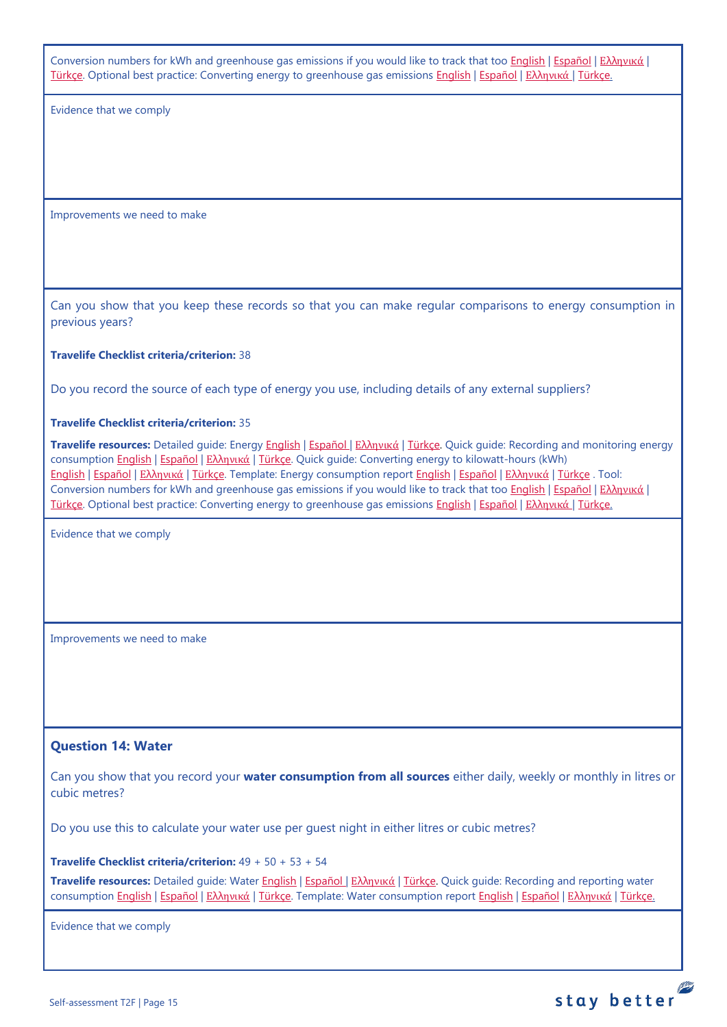Conversion numbers for kWh and greenhouse gas emissions if you would like to track that too English | Español | Ελληνικά | Türkçe. Optional best practice: Converting energy to greenhouse gas emissions English | Español | Ελληνικά | Türkçe.

Evidence that we comply

Improvements we need to make

Can you show that you keep these records so that you can make regular comparisons to energy consumption in previous years?

**Travelife Checklist criteria/criterion:** 38

Do you record the source of each type of energy you use, including details of any external suppliers?

**Travelife Checklist criteria/criterion:** 35

**Travelife resources:** Detailed guide: Energy English | Español | Ελληνικά | Türkçe. Quick guide: Recording and monitoring energy consumption English | Español | Ελληνικά | Türkçe. Quick guide: Converting energy to kilowatt-hours (kWh) English | Español | Ελληνικά | Türkçe. Template: Energy consumption report English | Español | Ελληνικά | Türkçe . Tool: Conversion numbers for kWh and greenhouse gas emissions if you would like to track that too English | Español | Ελληνικά | Türkçe. Optional best practice: Converting energy to greenhouse gas emissions English | Español | Ελληνικά | Türkçe.

Evidence that we comply

Improvements we need to make

### Question 14: Water

Can you show that you record your **water consumption from all sources** either daily, weekly or monthly in litres or cubic metres?

Do you use this to calculate your water use per guest night in either litres or cubic metres?

**Travelife Checklist criteria/criterion:** 49 + 50 + 53 + 54

**Travelife resources:** Detailed guide: Water English | Español | Ελληνικά | Türkçe. Quick guide: Recording and reporting water consumption English | Español | Ελληνικά | Türkçe. Template: Water consumption report English | Español | Ελληνικά | Türkçe.

Evidence that we comply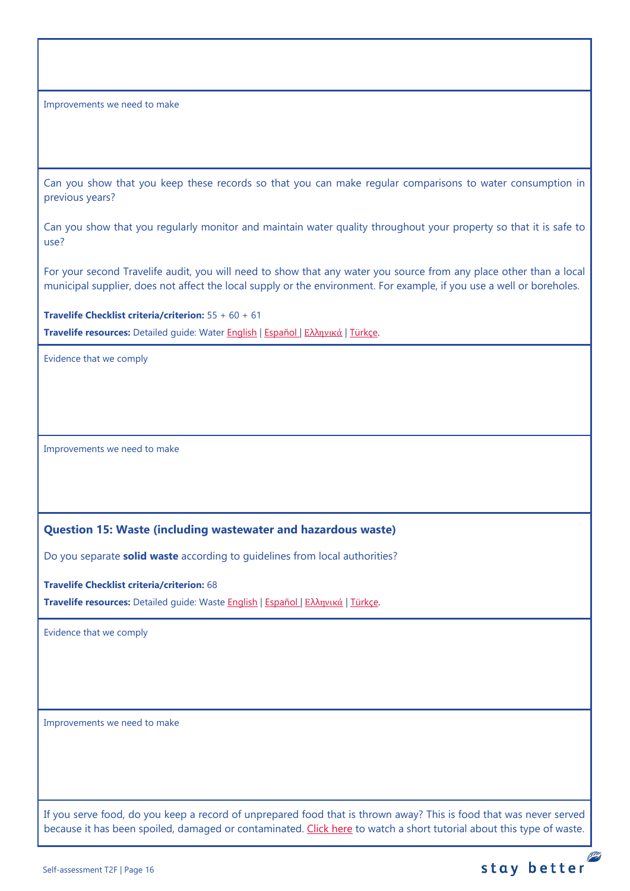Improvements we need to make

Can you show that you keep these records so that you can make regular comparisons to water consumption in previous years?

Can you show that you regularly monitor and maintain water quality throughout your property so that it is safe to use?

For your second Travelife audit, you will need to show that any water you source from any place other than a local municipal supplier, does not affect the local supply or the environment. For example, if you use a well or boreholes.

**Travelife Checklist criteria/criterion:** 55 + 60 + 61

**Travelife resources:** Detailed guide: Water English | Español | Ελληνικά | Türkçe.

Evidence that we comply

Improvements we need to make

### Question 15: Waste (including wastewater and hazardous waste)

Do you separate **solid waste** according to guidelines from local authorities?

**Travelife Checklist criteria/criterion:** 68

**Travelife resources:** Detailed guide: Waste English | Español | Ελληνικά | Türkçe.

Evidence that we comply

Improvements we need to make

If you serve food, do you keep a record of unprepared food that is thrown away? This is food that was never served because it has been spoiled, damaged or contaminated. Click here to watch a short tutorial about this type of waste.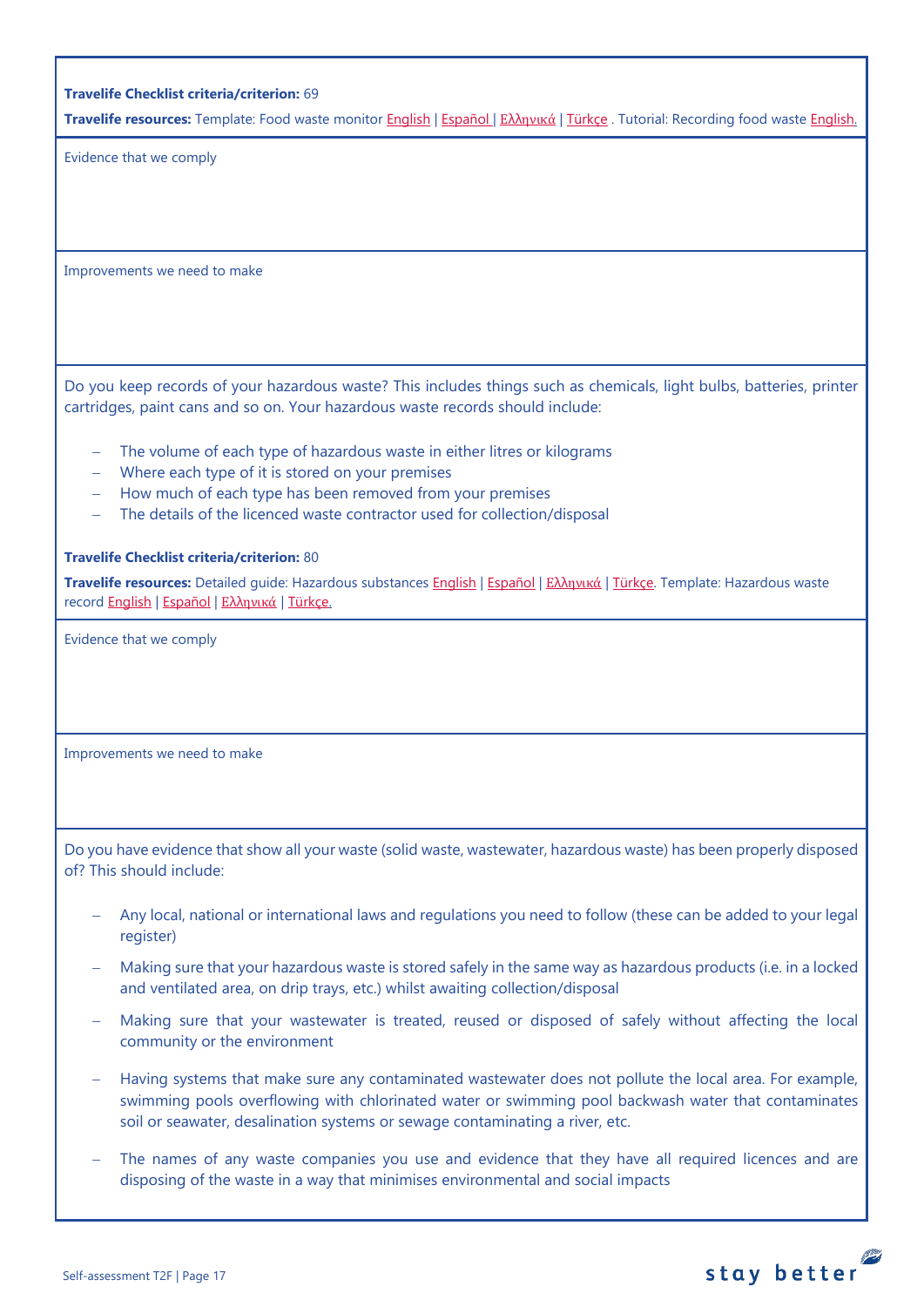**Travelife Checklist criteria/criterion:** 69

**Travelife resources:** Template: Food waste monitor English | Español | Ελληνικά | Türkçe . Tutorial: Recording food waste English.

Evidence that we comply

Improvements we need to make

Do you keep records of your hazardous waste? This includes things such as chemicals, light bulbs, batteries, printer cartridges, paint cans and so on. Your hazardous waste records should include:

- The volume of each type of hazardous waste in either litres or kilograms
- Where each type of it is stored on your premises
- How much of each type has been removed from your premises
- The details of the licenced waste contractor used for collection/disposal

**Travelife Checklist criteria/criterion:** 80

**Travelife resources:** Detailed guide: Hazardous substances English | Español | Ελληνικά | Türkçe. Template: Hazardous waste record English | Español | Ελληνικά | Türkçe.

Evidence that we comply

Improvements we need to make

Do you have evidence that show all your waste (solid waste, wastewater, hazardous waste) has been properly disposed of? This should include:

- Any local, national or international laws and regulations you need to follow (these can be added to your legal register)
- Making sure that your hazardous waste is stored safely in the same way as hazardous products (i.e. in a locked and ventilated area, on drip trays, etc.) whilst awaiting collection/disposal
- Making sure that your wastewater is treated, reused or disposed of safely without affecting the local community or the environment
- Having systems that make sure any contaminated wastewater does not pollute the local area. For example, swimming pools overflowing with chlorinated water or swimming pool backwash water that contaminates soil or seawater, desalination systems or sewage contaminating a river, etc.
- The names of any waste companies you use and evidence that they have all required licences and are disposing of the waste in a way that minimises environmental and social impacts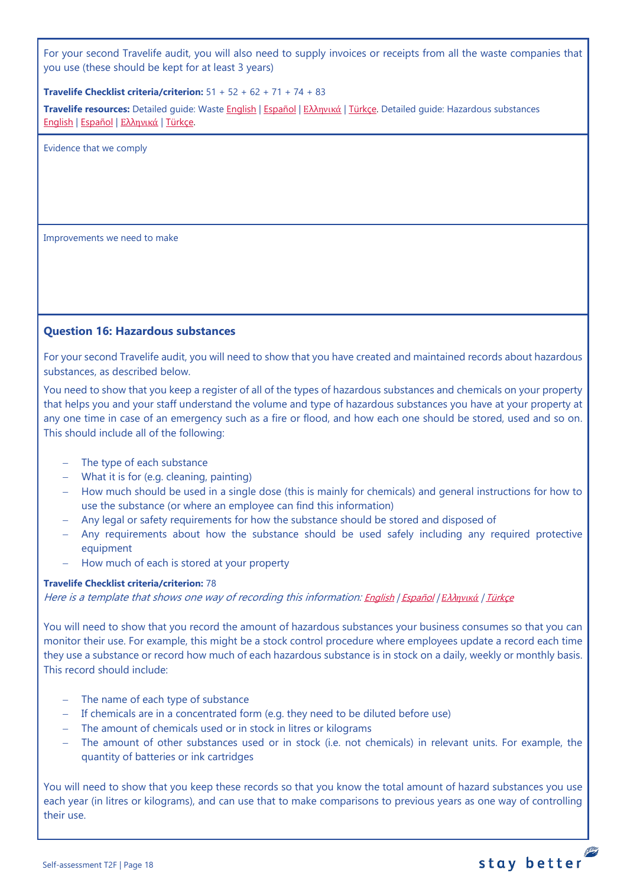For your second Travelife audit, you will also need to supply invoices or receipts from all the waste companies that you use (these should be kept for at least 3 years)

**Travelife Checklist criteria/criterion:** 51 + 52 + 62 + 71 + 74 + 83

**Travelife resources:** Detailed guide: Waste English | Español | Ελληνικά | Türkçe. Detailed guide: Hazardous substances English | Español | Ελληνικά | Türkçe.

Evidence that we comply

Improvements we need to make

### Question 16: Hazardous substances

For your second Travelife audit, you will need to show that you have created and maintained records about hazardous substances, as described below.

You need to show that you keep a register of all of the types of hazardous substances and chemicals on your property that helps you and your staff understand the volume and type of hazardous substances you have at your property at any one time in case of an emergency such as a fire or flood, and how each one should be stored, used and so on. This should include all of the following:

- The type of each substance
- What it is for (e.g. cleaning, painting)
- How much should be used in a single dose (this is mainly for chemicals) and general instructions for how to use the substance (or where an employee can find this information)
- Any legal or safety requirements for how the substance should be stored and disposed of
- Any requirements about how the substance should be used safely including any required protective equipment
- How much of each is stored at your property

**Travelife Checklist criteria/criterion:** 78
*Here is a template that shows one way of recording this information: English / Español / Ελληνικά / Türkçe*

You will need to show that you record the amount of hazardous substances your business consumes so that you can monitor their use. For example, this might be a stock control procedure where employees update a record each time they use a substance or record how much of each hazardous substance is in stock on a daily, weekly or monthly basis. This record should include:

- The name of each type of substance
- If chemicals are in a concentrated form (e.g. they need to be diluted before use)
- The amount of chemicals used or in stock in litres or kilograms
- The amount of other substances used or in stock (i.e. not chemicals) in relevant units. For example, the quantity of batteries or ink cartridges

You will need to show that you keep these records so that you know the total amount of hazard substances you use each year (in litres or kilograms), and can use that to make comparisons to previous years as one way of controlling their use.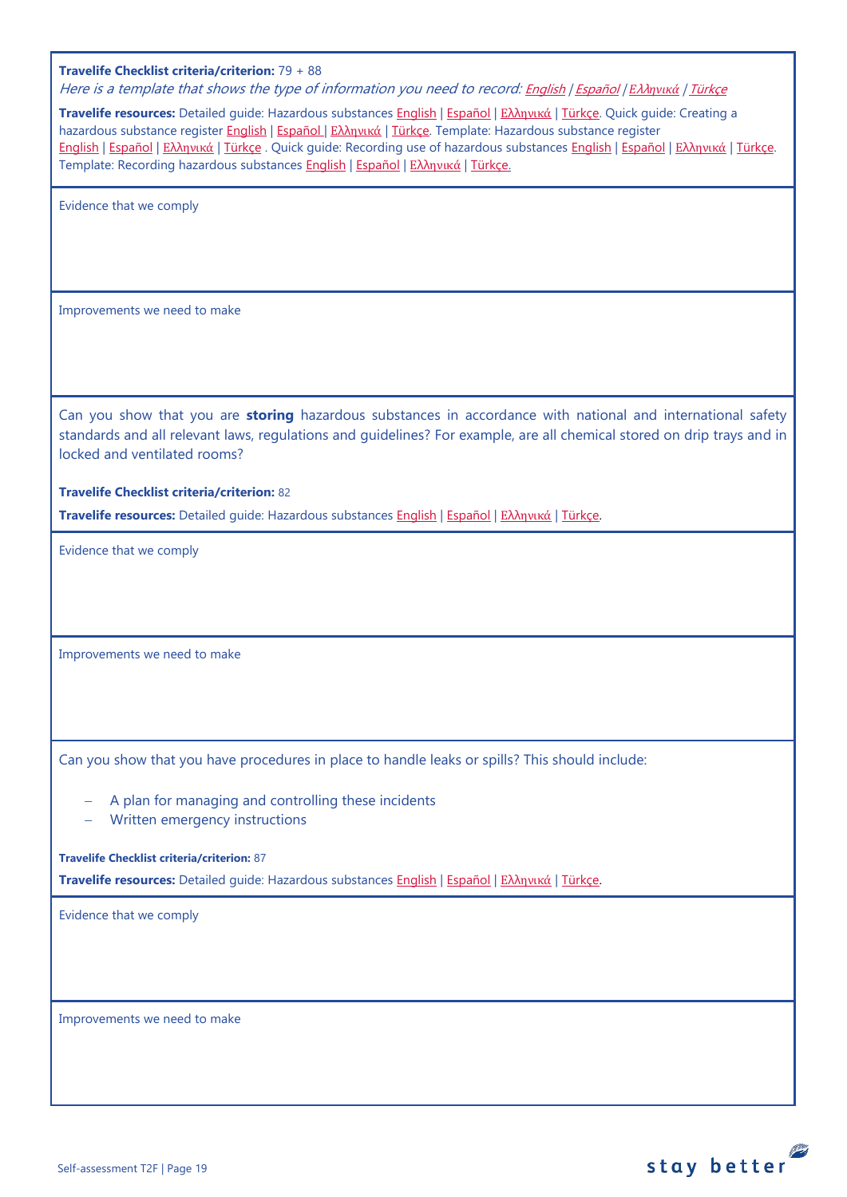**Travelife Checklist criteria/criterion:** 79 + 88

*Here is a template that shows the type of information you need to record: English / Español / Ελληνικά / Türkçe*

**Travelife resources:** Detailed guide: Hazardous substances English | Español | Ελληνικά | Türkçe. Quick guide: Creating a hazardous substance register English | Español | Ελληνικά | Türkçe. Template: Hazardous substance register English | Español | Ελληνικά | Türkçe . Quick guide: Recording use of hazardous substances English | Español | Ελληνικά | Türkçe. Template: Recording hazardous substances English | Español | Ελληνικά | Türkçe.

Evidence that we comply

Improvements we need to make

Can you show that you are **storing** hazardous substances in accordance with national and international safety standards and all relevant laws, regulations and guidelines? For example, are all chemical stored on drip trays and in locked and ventilated rooms?

**Travelife Checklist criteria/criterion:** 82

**Travelife resources:** Detailed guide: Hazardous substances English | Español | Ελληνικά | Türkçe.

Evidence that we comply

Improvements we need to make

Can you show that you have procedures in place to handle leaks or spills? This should include:

- A plan for managing and controlling these incidents
- Written emergency instructions

**Travelife Checklist criteria/criterion:** 87

**Travelife resources:** Detailed guide: Hazardous substances English | Español | Ελληνικά | Türkçe.

Evidence that we comply

Improvements we need to make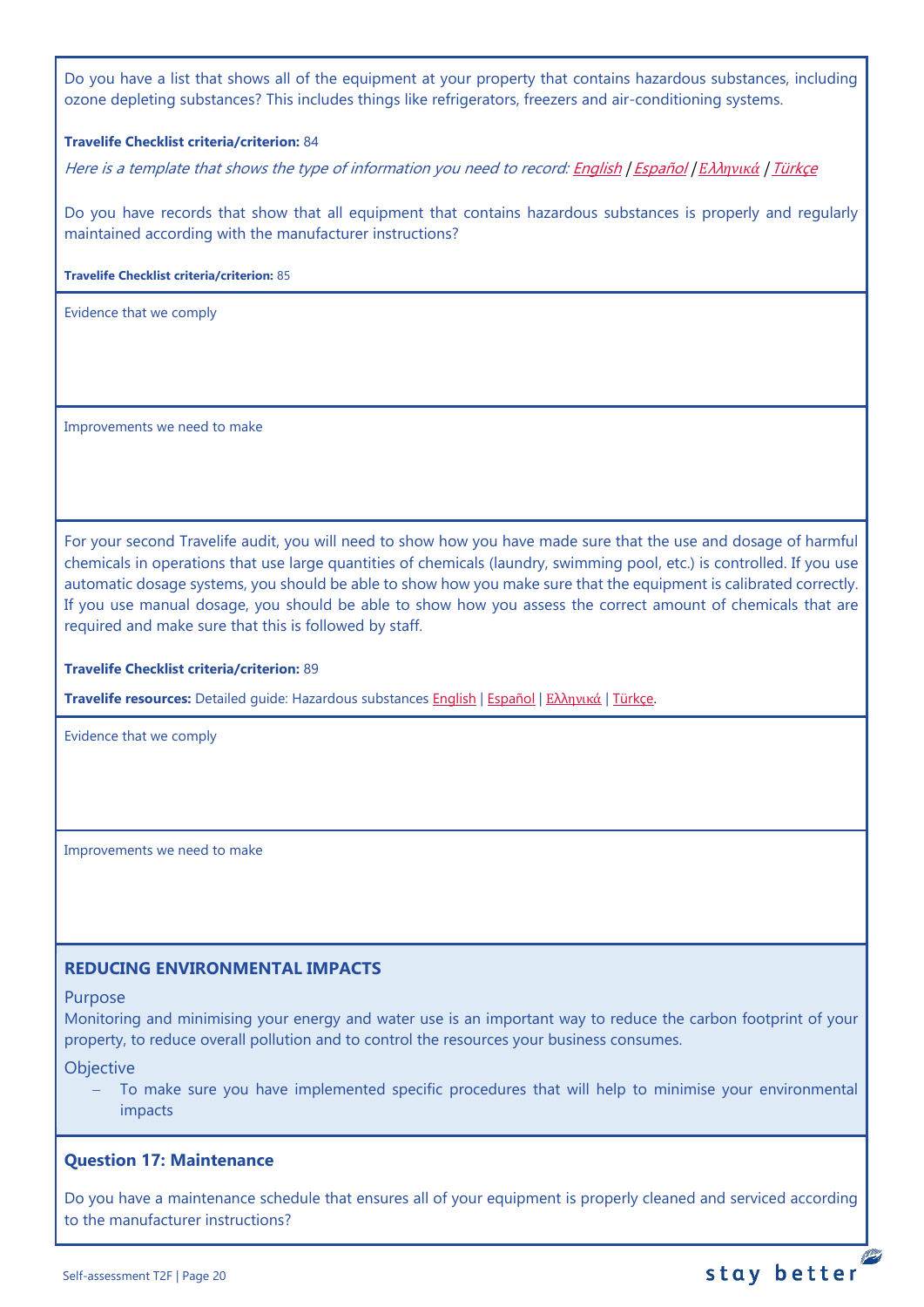Do you have a list that shows all of the equipment at your property that contains hazardous substances, including ozone depleting substances? This includes things like refrigerators, freezers and air-conditioning systems.

**Travelife Checklist criteria/criterion:** 84

*Here is a template that shows the type of information you need to record: English / Español / Ελληνικά / Türkçe*

Do you have records that show that all equipment that contains hazardous substances is properly and regularly maintained according with the manufacturer instructions?

**Travelife Checklist criteria/criterion:** 85

Evidence that we comply

Improvements we need to make

For your second Travelife audit, you will need to show how you have made sure that the use and dosage of harmful chemicals in operations that use large quantities of chemicals (laundry, swimming pool, etc.) is controlled. If you use automatic dosage systems, you should be able to show how you make sure that the equipment is calibrated correctly. If you use manual dosage, you should be able to show how you assess the correct amount of chemicals that are required and make sure that this is followed by staff.

**Travelife Checklist criteria/criterion:** 89

**Travelife resources:** Detailed guide: Hazardous substances English | Español | Ελληνικά | Türkçe.

Evidence that we comply

Improvements we need to make

## REDUCING ENVIRONMENTAL IMPACTS

### Purpose

Monitoring and minimising your energy and water use is an important way to reduce the carbon footprint of your property, to reduce overall pollution and to control the resources your business consumes.

### Objective

- To make sure you have implemented specific procedures that will help to minimise your environmental impacts

### Question 17: Maintenance

Do you have a maintenance schedule that ensures all of your equipment is properly cleaned and serviced according to the manufacturer instructions?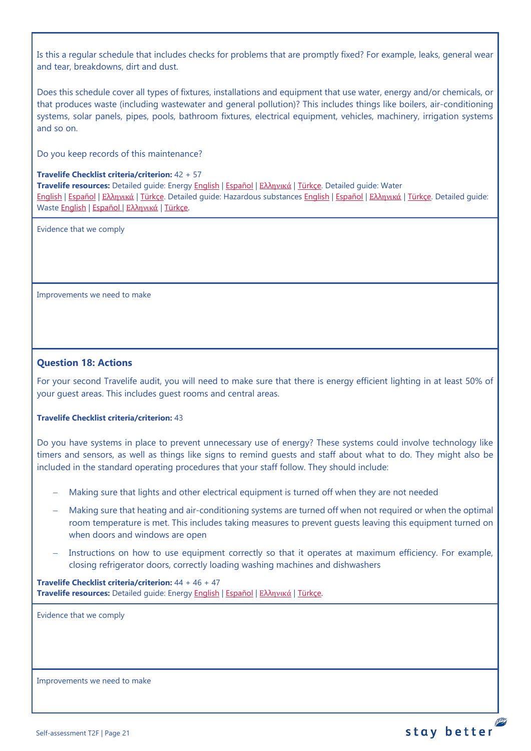Is this a regular schedule that includes checks for problems that are promptly fixed? For example, leaks, general wear and tear, breakdowns, dirt and dust.

Does this schedule cover all types of fixtures, installations and equipment that use water, energy and/or chemicals, or that produces waste (including wastewater and general pollution)? This includes things like boilers, air-conditioning systems, solar panels, pipes, pools, bathroom fixtures, electrical equipment, vehicles, machinery, irrigation systems and so on.

Do you keep records of this maintenance?

**Travelife Checklist criteria/criterion:** 42 + 57
**Travelife resources:** Detailed guide: Energy English | Español | Ελληνικά | Türkçe. Detailed guide: Water English | Español | Ελληνικά | Türkçe. Detailed guide: Hazardous substances English | Español | Ελληνικά | Türkçe. Detailed guide: Waste English | Español | Ελληνικά | Türkçe.

Evidence that we comply

Improvements we need to make

### Question 18: Actions

For your second Travelife audit, you will need to make sure that there is energy efficient lighting in at least 50% of your guest areas. This includes guest rooms and central areas.

**Travelife Checklist criteria/criterion:** 43

Do you have systems in place to prevent unnecessary use of energy? These systems could involve technology like timers and sensors, as well as things like signs to remind guests and staff about what to do. They might also be included in the standard operating procedures that your staff follow. They should include:

- Making sure that lights and other electrical equipment is turned off when they are not needed
- Making sure that heating and air-conditioning systems are turned off when not required or when the optimal room temperature is met. This includes taking measures to prevent guests leaving this equipment turned on when doors and windows are open
- Instructions on how to use equipment correctly so that it operates at maximum efficiency. For example, closing refrigerator doors, correctly loading washing machines and dishwashers

**Travelife Checklist criteria/criterion:** 44 + 46 + 47
**Travelife resources:** Detailed guide: Energy English | Español | Ελληνικά | Türkçe.

Evidence that we comply

Improvements we need to make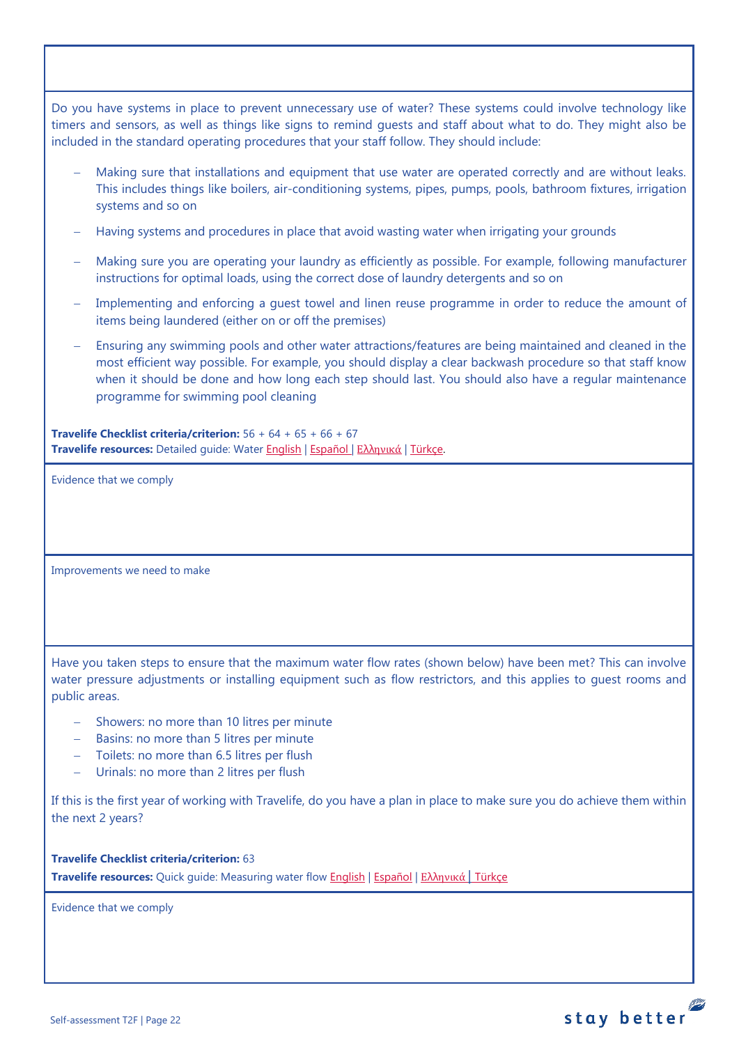Do you have systems in place to prevent unnecessary use of water? These systems could involve technology like timers and sensors, as well as things like signs to remind guests and staff about what to do. They might also be included in the standard operating procedures that your staff follow. They should include:

- Making sure that installations and equipment that use water are operated correctly and are without leaks. This includes things like boilers, air-conditioning systems, pipes, pumps, pools, bathroom fixtures, irrigation systems and so on
- Having systems and procedures in place that avoid wasting water when irrigating your grounds
- Making sure you are operating your laundry as efficiently as possible. For example, following manufacturer instructions for optimal loads, using the correct dose of laundry detergents and so on
- Implementing and enforcing a guest towel and linen reuse programme in order to reduce the amount of items being laundered (either on or off the premises)
- Ensuring any swimming pools and other water attractions/features are being maintained and cleaned in the most efficient way possible. For example, you should display a clear backwash procedure so that staff know when it should be done and how long each step should last. You should also have a regular maintenance programme for swimming pool cleaning

**Travelife Checklist criteria/criterion:** 56 + 64 + 65 + 66 + 67
**Travelife resources:** Detailed guide: Water English | Español | Ελληνικά | Türkçe.

Evidence that we comply

Improvements we need to make

Have you taken steps to ensure that the maximum water flow rates (shown below) have been met? This can involve water pressure adjustments or installing equipment such as flow restrictors, and this applies to guest rooms and public areas.

- Showers: no more than 10 litres per minute
- Basins: no more than 5 litres per minute
- Toilets: no more than 6.5 litres per flush
- Urinals: no more than 2 litres per flush

If this is the first year of working with Travelife, do you have a plan in place to make sure you do achieve them within the next 2 years?

**Travelife Checklist criteria/criterion:** 63
**Travelife resources:** Quick guide: Measuring water flow English | Español | Ελληνικά | Türkçe

Evidence that we comply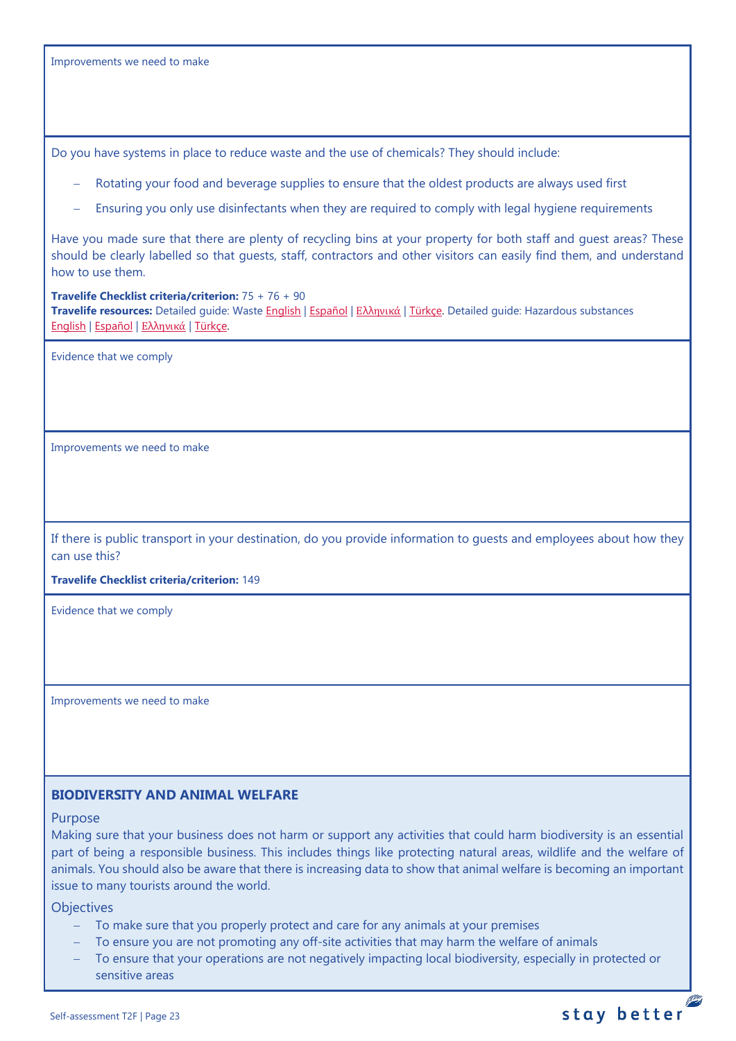Improvements we need to make

Do you have systems in place to reduce waste and the use of chemicals? They should include:

- Rotating your food and beverage supplies to ensure that the oldest products are always used first
- Ensuring you only use disinfectants when they are required to comply with legal hygiene requirements

Have you made sure that there are plenty of recycling bins at your property for both staff and guest areas? These should be clearly labelled so that guests, staff, contractors and other visitors can easily find them, and understand how to use them.

**Travelife Checklist criteria/criterion:** 75 + 76 + 90
**Travelife resources:** Detailed guide: Waste English | Español | Ελληνικά | Türkçe. Detailed guide: Hazardous substances English | Español | Ελληνικά | Türkçe.

Evidence that we comply

Improvements we need to make

If there is public transport in your destination, do you provide information to guests and employees about how they can use this?

**Travelife Checklist criteria/criterion:** 149

Evidence that we comply

Improvements we need to make

## BIODIVERSITY AND ANIMAL WELFARE

### Purpose

Making sure that your business does not harm or support any activities that could harm biodiversity is an essential part of being a responsible business. This includes things like protecting natural areas, wildlife and the welfare of animals. You should also be aware that there is increasing data to show that animal welfare is becoming an important issue to many tourists around the world.

### Objectives

- To make sure that you properly protect and care for any animals at your premises
- To ensure you are not promoting any off-site activities that may harm the welfare of animals
- To ensure that your operations are not negatively impacting local biodiversity, especially in protected or sensitive areas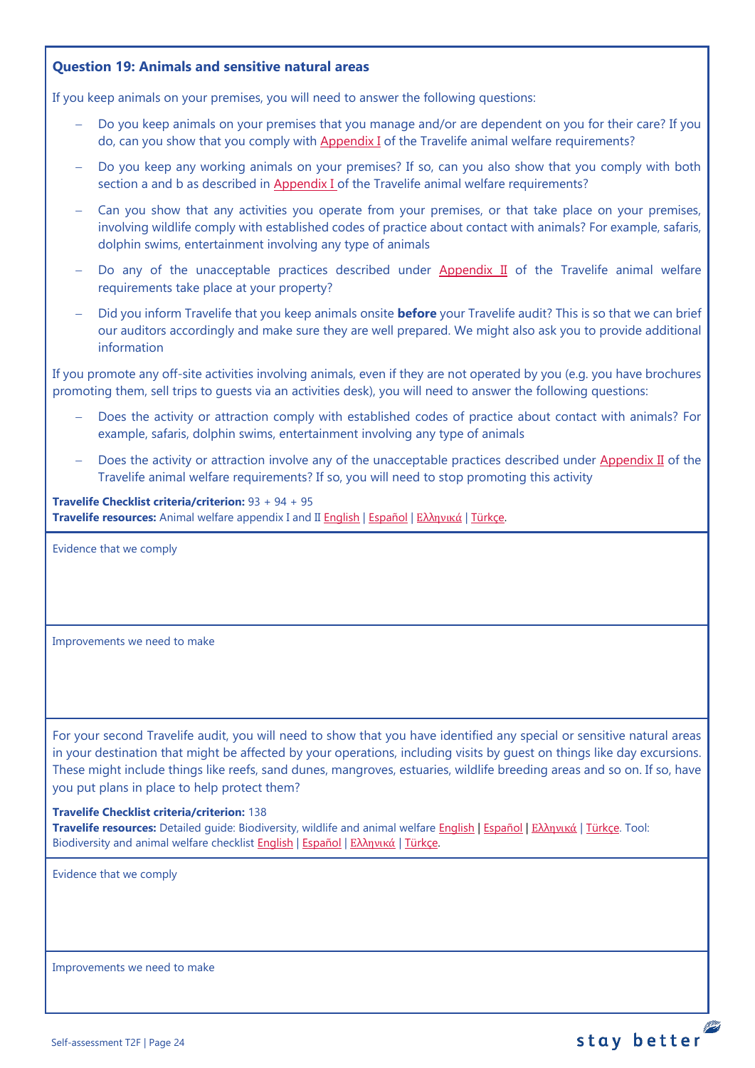### Question 19: Animals and sensitive natural areas

If you keep animals on your premises, you will need to answer the following questions:

- Do you keep animals on your premises that you manage and/or are dependent on you for their care? If you do, can you show that you comply with Appendix I of the Travelife animal welfare requirements?
- Do you keep any working animals on your premises? If so, can you also show that you comply with both section a and b as described in Appendix I of the Travelife animal welfare requirements?
- Can you show that any activities you operate from your premises, or that take place on your premises, involving wildlife comply with established codes of practice about contact with animals? For example, safaris, dolphin swims, entertainment involving any type of animals
- Do any of the unacceptable practices described under Appendix II of the Travelife animal welfare requirements take place at your property?
- Did you inform Travelife that you keep animals onsite **before** your Travelife audit? This is so that we can brief our auditors accordingly and make sure they are well prepared. We might also ask you to provide additional information

If you promote any off-site activities involving animals, even if they are not operated by you (e.g. you have brochures promoting them, sell trips to guests via an activities desk), you will need to answer the following questions:

- Does the activity or attraction comply with established codes of practice about contact with animals? For example, safaris, dolphin swims, entertainment involving any type of animals
- Does the activity or attraction involve any of the unacceptable practices described under Appendix II of the Travelife animal welfare requirements? If so, you will need to stop promoting this activity

**Travelife Checklist criteria/criterion:** 93 + 94 + 95
**Travelife resources:** Animal welfare appendix I and II English | Español | Ελληνικά | Türkçe.

Evidence that we comply

Improvements we need to make

For your second Travelife audit, you will need to show that you have identified any special or sensitive natural areas in your destination that might be affected by your operations, including visits by guest on things like day excursions. These might include things like reefs, sand dunes, mangroves, estuaries, wildlife breeding areas and so on. If so, have you put plans in place to help protect them?

**Travelife Checklist criteria/criterion:** 138
**Travelife resources:** Detailed guide: Biodiversity, wildlife and animal welfare English | Español | Ελληνικά | Türkçe. Tool: Biodiversity and animal welfare checklist English | Español | Ελληνικά | Türkçe.

Evidence that we comply

Improvements we need to make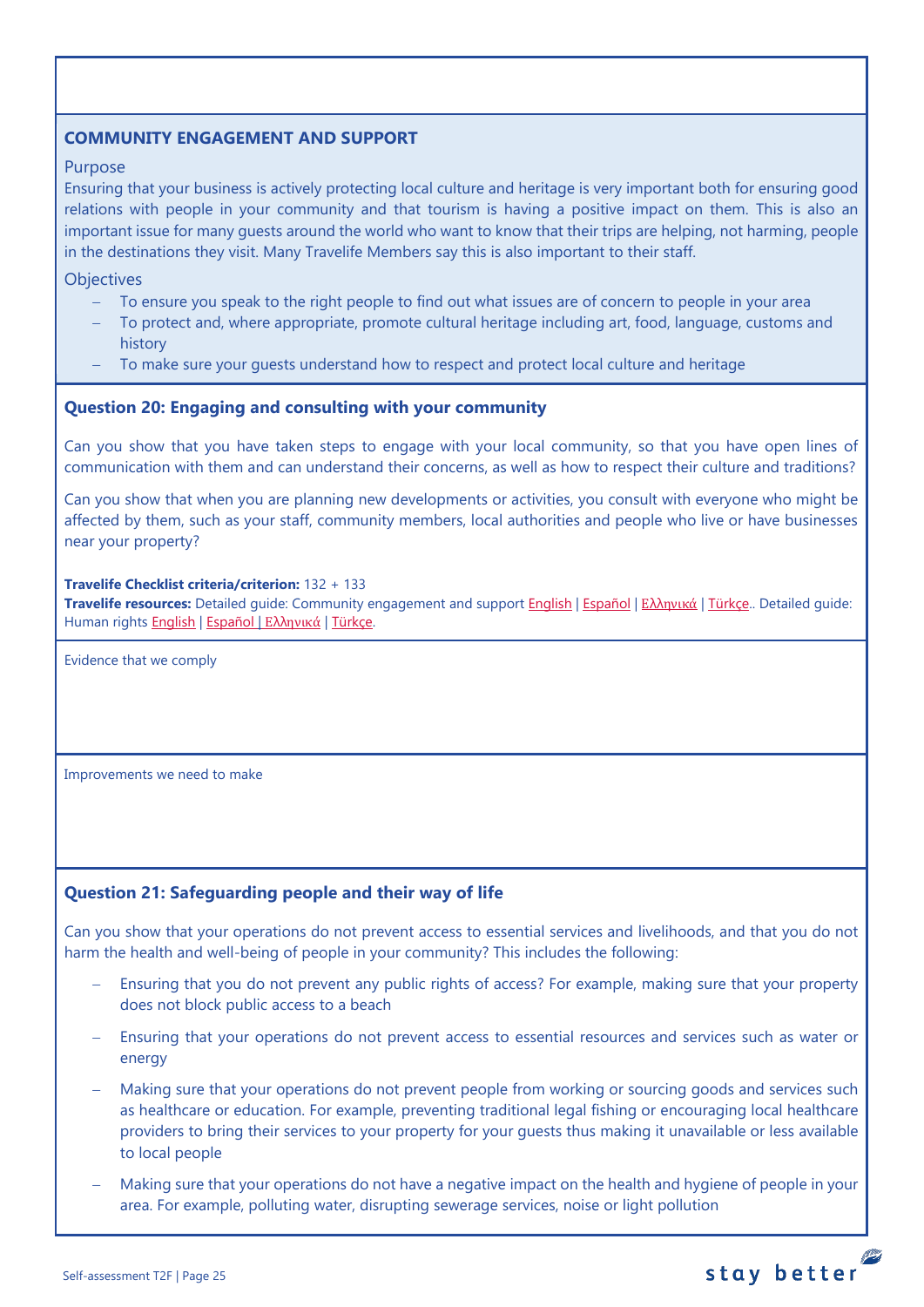### COMMUNITY ENGAGEMENT AND SUPPORT

Purpose

Ensuring that your business is actively protecting local culture and heritage is very important both for ensuring good relations with people in your community and that tourism is having a positive impact on them. This is also an important issue for many guests around the world who want to know that their trips are helping, not harming, people in the destinations they visit. Many Travelife Members say this is also important to their staff.

Objectives

- To ensure you speak to the right people to find out what issues are of concern to people in your area
- To protect and, where appropriate, promote cultural heritage including art, food, language, customs and history
- To make sure your guests understand how to respect and protect local culture and heritage

### Question 20: Engaging and consulting with your community

Can you show that you have taken steps to engage with your local community, so that you have open lines of communication with them and can understand their concerns, as well as how to respect their culture and traditions?

Can you show that when you are planning new developments or activities, you consult with everyone who might be affected by them, such as your staff, community members, local authorities and people who live or have businesses near your property?

**Travelife Checklist criteria/criterion:** 132 + 133
**Travelife resources:** Detailed guide: Community engagement and support English | Español | Ελληνικά | Türkçe.. Detailed guide: Human rights English | Español | Ελληνικά | Türkçe.

Evidence that we comply

Improvements we need to make

### Question 21: Safeguarding people and their way of life

Can you show that your operations do not prevent access to essential services and livelihoods, and that you do not harm the health and well-being of people in your community? This includes the following:

- Ensuring that you do not prevent any public rights of access? For example, making sure that your property does not block public access to a beach
- Ensuring that your operations do not prevent access to essential resources and services such as water or energy
- Making sure that your operations do not prevent people from working or sourcing goods and services such as healthcare or education. For example, preventing traditional legal fishing or encouraging local healthcare providers to bring their services to your property for your guests thus making it unavailable or less available to local people
- Making sure that your operations do not have a negative impact on the health and hygiene of people in your area. For example, polluting water, disrupting sewerage services, noise or light pollution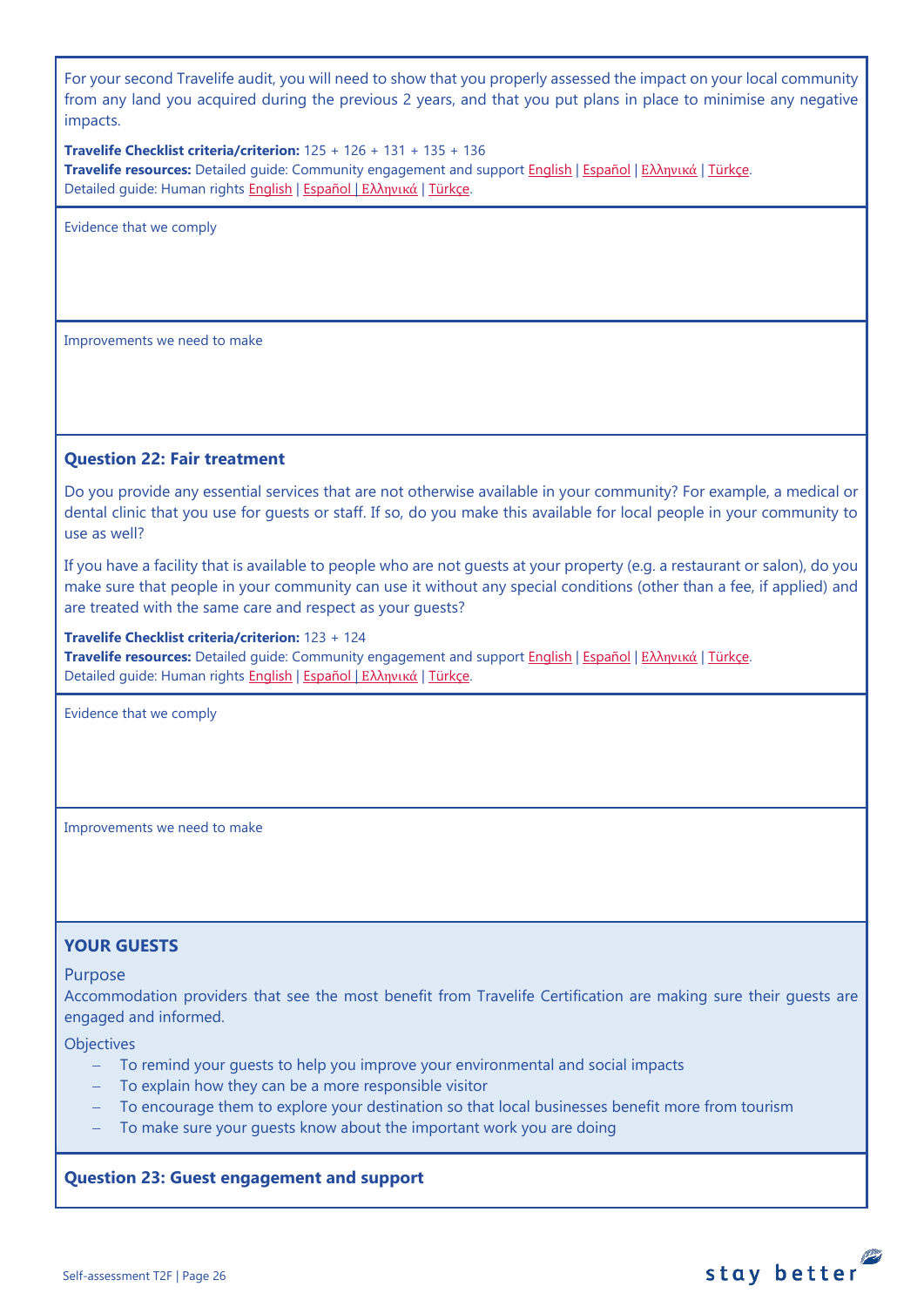For your second Travelife audit, you will need to show that you properly assessed the impact on your local community from any land you acquired during the previous 2 years, and that you put plans in place to minimise any negative impacts.

**Travelife Checklist criteria/criterion:** 125 + 126 + 131 + 135 + 136
**Travelife resources:** Detailed guide: Community engagement and support English | Español | Ελληνικά | Türkçe.
Detailed guide: Human rights English | Español | Ελληνικά | Türkçe.

Evidence that we comply

Improvements we need to make

### Question 22: Fair treatment

Do you provide any essential services that are not otherwise available in your community? For example, a medical or dental clinic that you use for guests or staff. If so, do you make this available for local people in your community to use as well?

If you have a facility that is available to people who are not guests at your property (e.g. a restaurant or salon), do you make sure that people in your community can use it without any special conditions (other than a fee, if applied) and are treated with the same care and respect as your guests?

**Travelife Checklist criteria/criterion:** 123 + 124
**Travelife resources:** Detailed guide: Community engagement and support English | Español | Ελληνικά | Türkçe.
Detailed guide: Human rights English | Español | Ελληνικά | Türkçe.

Evidence that we comply

Improvements we need to make

## YOUR GUESTS

Purpose
Accommodation providers that see the most benefit from Travelife Certification are making sure their guests are engaged and informed.

Objectives

- To remind your guests to help you improve your environmental and social impacts
- To explain how they can be a more responsible visitor
- To encourage them to explore your destination so that local businesses benefit more from tourism
- To make sure your guests know about the important work you are doing

### Question 23: Guest engagement and support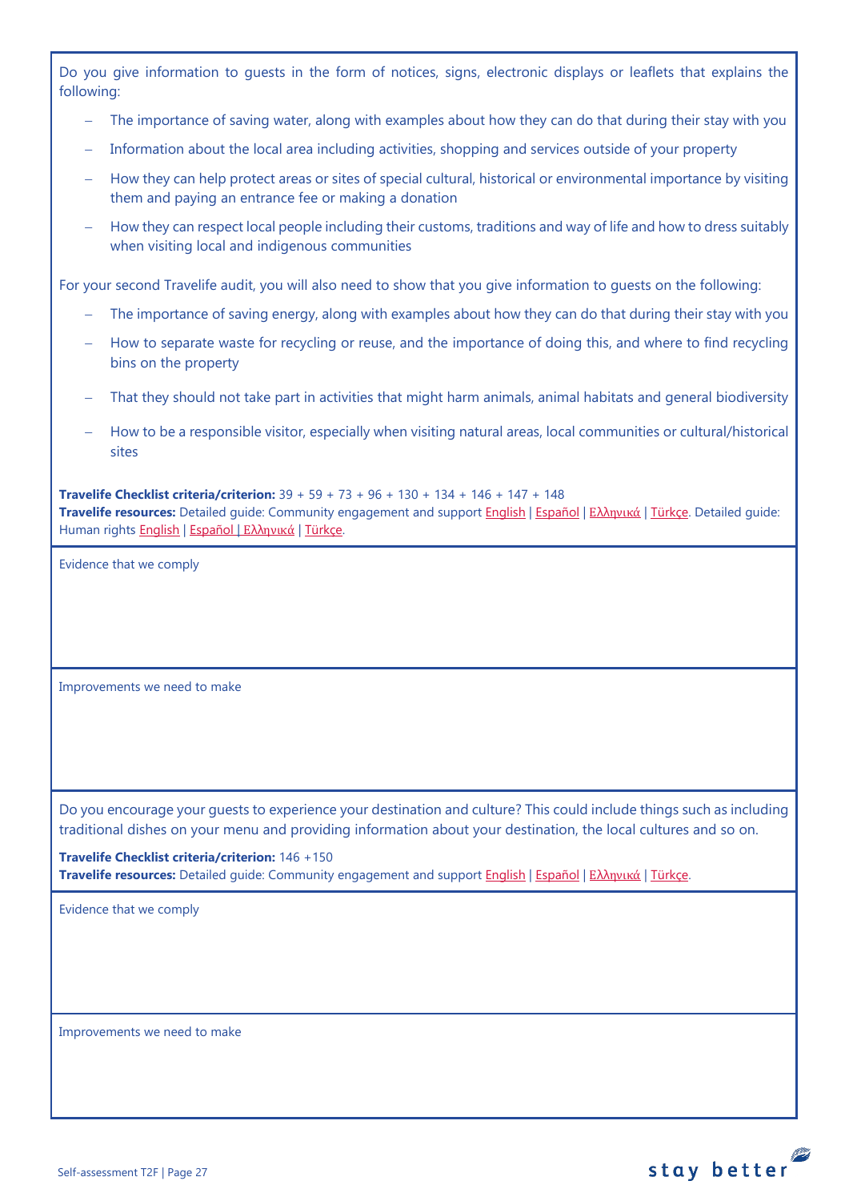Do you give information to guests in the form of notices, signs, electronic displays or leaflets that explains the following:

- The importance of saving water, along with examples about how they can do that during their stay with you
- Information about the local area including activities, shopping and services outside of your property
- How they can help protect areas or sites of special cultural, historical or environmental importance by visiting them and paying an entrance fee or making a donation
- How they can respect local people including their customs, traditions and way of life and how to dress suitably when visiting local and indigenous communities

For your second Travelife audit, you will also need to show that you give information to guests on the following:

- The importance of saving energy, along with examples about how they can do that during their stay with you
- How to separate waste for recycling or reuse, and the importance of doing this, and where to find recycling bins on the property
- That they should not take part in activities that might harm animals, animal habitats and general biodiversity
- How to be a responsible visitor, especially when visiting natural areas, local communities or cultural/historical sites

**Travelife Checklist criteria/criterion:** 39 + 59 + 73 + 96 + 130 + 134 + 146 + 147 + 148
**Travelife resources:** Detailed guide: Community engagement and support English | Español | Ελληνικά | Türkçe. Detailed guide: Human rights English | Español | Ελληνικά | Türkçe.

Evidence that we comply

Improvements we need to make

Do you encourage your guests to experience your destination and culture? This could include things such as including traditional dishes on your menu and providing information about your destination, the local cultures and so on.

**Travelife Checklist criteria/criterion:** 146 +150
**Travelife resources:** Detailed guide: Community engagement and support English | Español | Ελληνικά | Türkçe.

Evidence that we comply

Improvements we need to make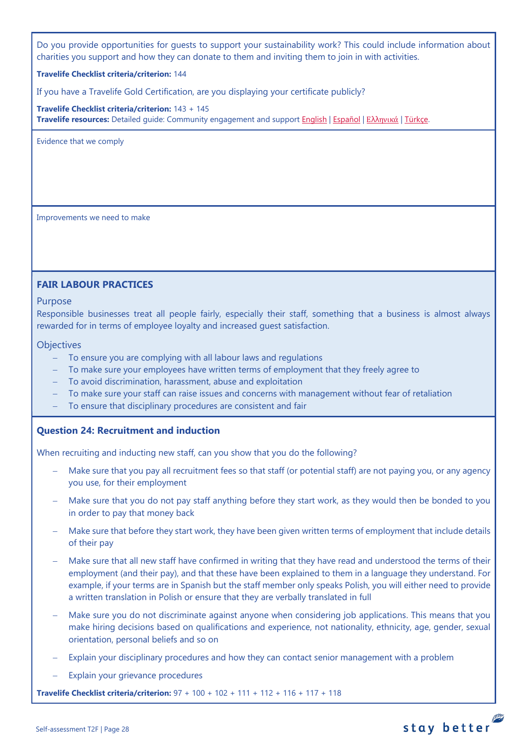Do you provide opportunities for guests to support your sustainability work? This could include information about charities you support and how they can donate to them and inviting them to join in with activities.

**Travelife Checklist criteria/criterion:** 144

If you have a Travelife Gold Certification, are you displaying your certificate publicly?

**Travelife Checklist criteria/criterion:** 143 + 145
**Travelife resources:** Detailed guide: Community engagement and support English | Español | Ελληνικά | Türkçe.

Evidence that we comply

Improvements we need to make

### FAIR LABOUR PRACTICES

Purpose

Responsible businesses treat all people fairly, especially their staff, something that a business is almost always rewarded for in terms of employee loyalty and increased guest satisfaction.

Objectives

- To ensure you are complying with all labour laws and regulations
- To make sure your employees have written terms of employment that they freely agree to
- To avoid discrimination, harassment, abuse and exploitation
- To make sure your staff can raise issues and concerns with management without fear of retaliation
- To ensure that disciplinary procedures are consistent and fair

### Question 24: Recruitment and induction

When recruiting and inducting new staff, can you show that you do the following?

- Make sure that you pay all recruitment fees so that staff (or potential staff) are not paying you, or any agency you use, for their employment
- Make sure that you do not pay staff anything before they start work, as they would then be bonded to you in order to pay that money back
- Make sure that before they start work, they have been given written terms of employment that include details of their pay
- Make sure that all new staff have confirmed in writing that they have read and understood the terms of their employment (and their pay), and that these have been explained to them in a language they understand. For example, if your terms are in Spanish but the staff member only speaks Polish, you will either need to provide a written translation in Polish or ensure that they are verbally translated in full
- Make sure you do not discriminate against anyone when considering job applications. This means that you make hiring decisions based on qualifications and experience, not nationality, ethnicity, age, gender, sexual orientation, personal beliefs and so on
- Explain your disciplinary procedures and how they can contact senior management with a problem
- Explain your grievance procedures

**Travelife Checklist criteria/criterion:** 97 + 100 + 102 + 111 + 112 + 116 + 117 + 118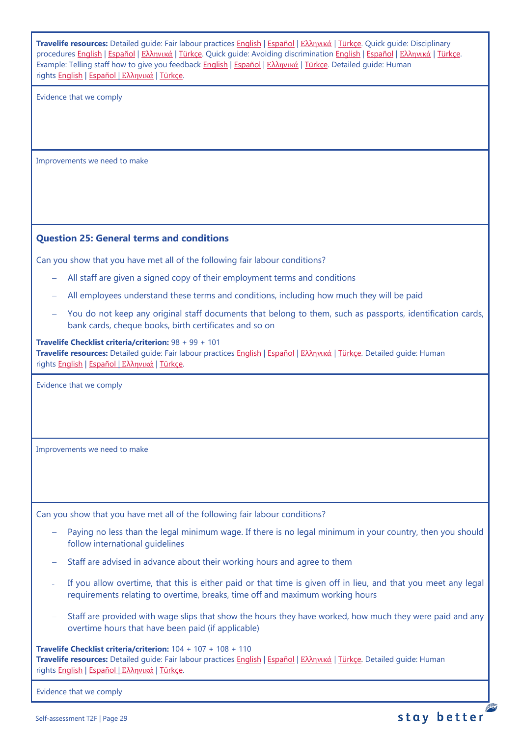**Travelife resources:** Detailed guide: Fair labour practices English | Español | Ελληνικά | Türkçe. Quick guide: Disciplinary procedures English | Español | Ελληνικά | Türkçe. Quick guide: Avoiding discrimination English | Español | Ελληνικά | Türkçe. Example: Telling staff how to give you feedback English | Español | Ελληνικά | Türkçe. Detailed guide: Human rights English | Español | Ελληνικά | Türkçe.

Evidence that we comply

Improvements we need to make

### Question 25: General terms and conditions

Can you show that you have met all of the following fair labour conditions?

- All staff are given a signed copy of their employment terms and conditions
- All employees understand these terms and conditions, including how much they will be paid
- You do not keep any original staff documents that belong to them, such as passports, identification cards, bank cards, cheque books, birth certificates and so on

**Travelife Checklist criteria/criterion:** 98 + 99 + 101
**Travelife resources:** Detailed guide: Fair labour practices English | Español | Ελληνικά | Türkçe. Detailed guide: Human rights English | Español | Ελληνικά | Türkçe.

Evidence that we comply

Improvements we need to make

Can you show that you have met all of the following fair labour conditions?

- Paying no less than the legal minimum wage. If there is no legal minimum in your country, then you should follow international guidelines
- Staff are advised in advance about their working hours and agree to them
- If you allow overtime, that this is either paid or that time is given off in lieu, and that you meet any legal requirements relating to overtime, breaks, time off and maximum working hours
- Staff are provided with wage slips that show the hours they have worked, how much they were paid and any overtime hours that have been paid (if applicable)

**Travelife Checklist criteria/criterion:** 104 + 107 + 108 + 110
**Travelife resources:** Detailed guide: Fair labour practices English | Español | Ελληνικά | Türkçe. Detailed guide: Human rights English | Español | Ελληνικά | Türkçe.

Evidence that we comply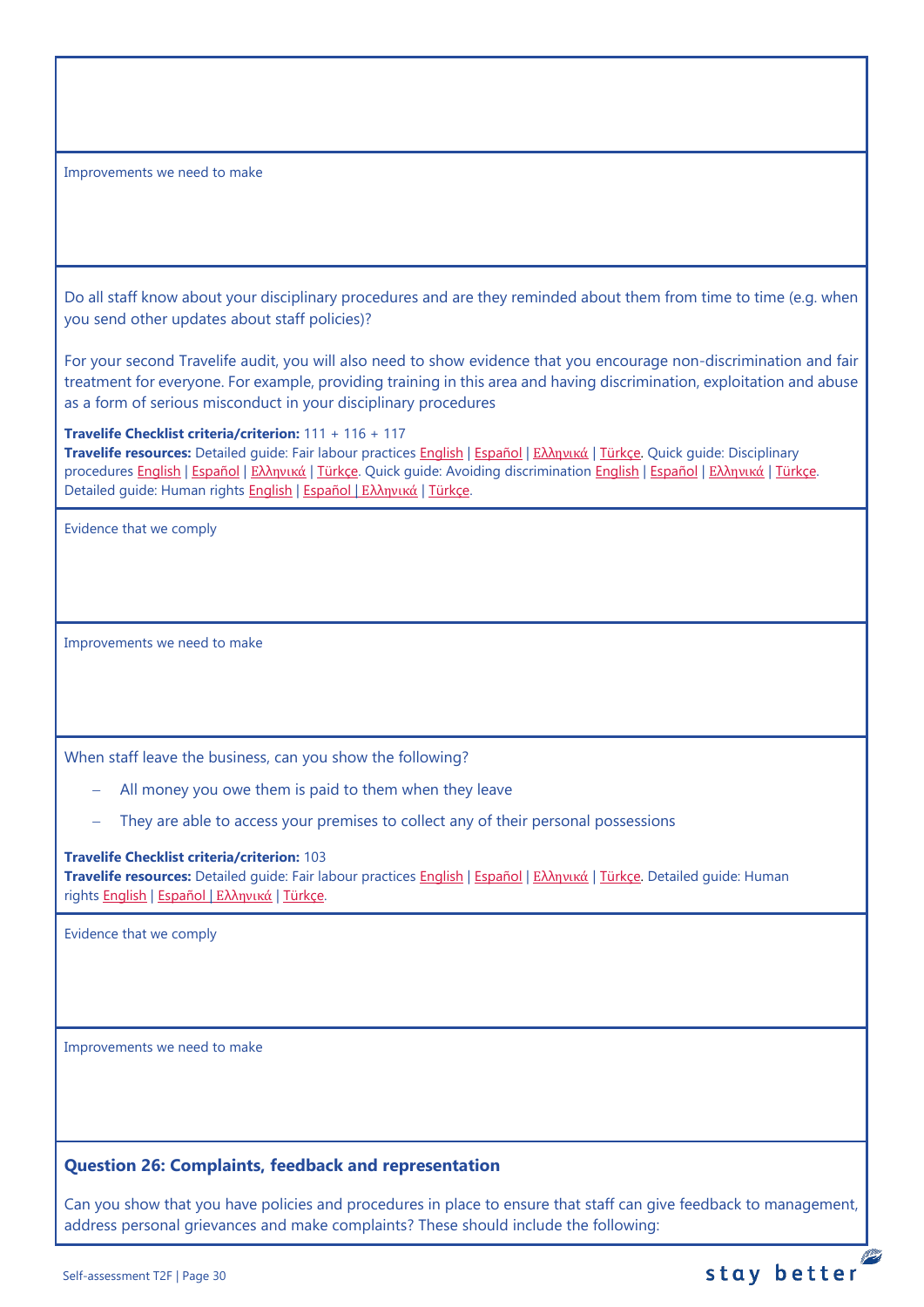Improvements we need to make

Do all staff know about your disciplinary procedures and are they reminded about them from time to time (e.g. when you send other updates about staff policies)?

For your second Travelife audit, you will also need to show evidence that you encourage non-discrimination and fair treatment for everyone. For example, providing training in this area and having discrimination, exploitation and abuse as a form of serious misconduct in your disciplinary procedures

**Travelife Checklist criteria/criterion:** 111 + 116 + 117
**Travelife resources:** Detailed guide: Fair labour practices English | Español | Ελληνικά | Türkçe. Quick guide: Disciplinary procedures English | Español | Ελληνικά | Türkçe. Quick guide: Avoiding discrimination English | Español | Ελληνικά | Türkçe. Detailed guide: Human rights English | Español | Ελληνικά | Türkçe.

Evidence that we comply

Improvements we need to make

When staff leave the business, can you show the following?

- All money you owe them is paid to them when they leave
- They are able to access your premises to collect any of their personal possessions

**Travelife Checklist criteria/criterion:** 103
**Travelife resources:** Detailed guide: Fair labour practices English | Español | Ελληνικά | Türkçe. Detailed guide: Human rights English | Español | Ελληνικά | Türkçe.

Evidence that we comply

Improvements we need to make

### Question 26: Complaints, feedback and representation

Can you show that you have policies and procedures in place to ensure that staff can give feedback to management, address personal grievances and make complaints? These should include the following: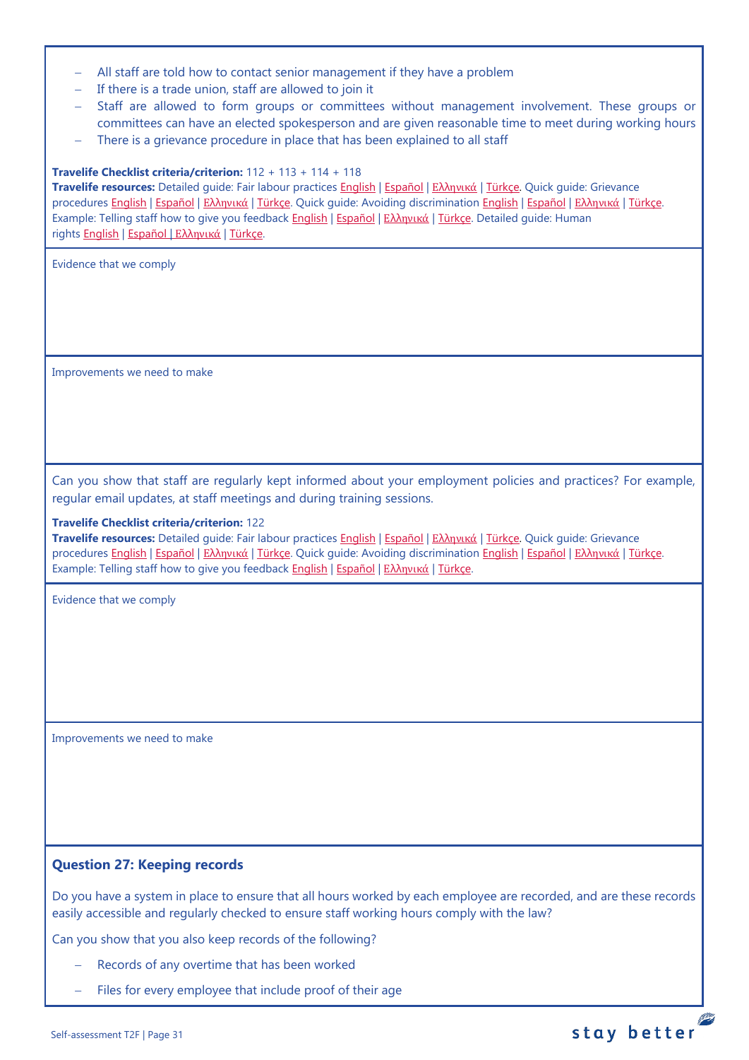- All staff are told how to contact senior management if they have a problem
- If there is a trade union, staff are allowed to join it
- Staff are allowed to form groups or committees without management involvement. These groups or committees can have an elected spokesperson and are given reasonable time to meet during working hours
- There is a grievance procedure in place that has been explained to all staff

**Travelife Checklist criteria/criterion:** 112 + 113 + 114 + 118
**Travelife resources:** Detailed guide: Fair labour practices English | Español | Ελληνικά | Türkçe. Quick guide: Grievance procedures English | Español | Ελληνικά | Türkçe. Quick guide: Avoiding discrimination English | Español | Ελληνικά | Türkçe. Example: Telling staff how to give you feedback English | Español | Ελληνικά | Türkçe. Detailed guide: Human rights English | Español | Ελληνικά | Türkçe.

Evidence that we comply

Improvements we need to make

Can you show that staff are regularly kept informed about your employment policies and practices? For example, regular email updates, at staff meetings and during training sessions.

**Travelife Checklist criteria/criterion:** 122
**Travelife resources:** Detailed guide: Fair labour practices English | Español | Ελληνικά | Türkçe. Quick guide: Grievance procedures English | Español | Ελληνικά | Türkçe. Quick guide: Avoiding discrimination English | Español | Ελληνικά | Türkçe. Example: Telling staff how to give you feedback English | Español | Ελληνικά | Türkçe.

Evidence that we comply

Improvements we need to make

### Question 27: Keeping records

Do you have a system in place to ensure that all hours worked by each employee are recorded, and are these records easily accessible and regularly checked to ensure staff working hours comply with the law?

Can you show that you also keep records of the following?

- Records of any overtime that has been worked
- Files for every employee that include proof of their age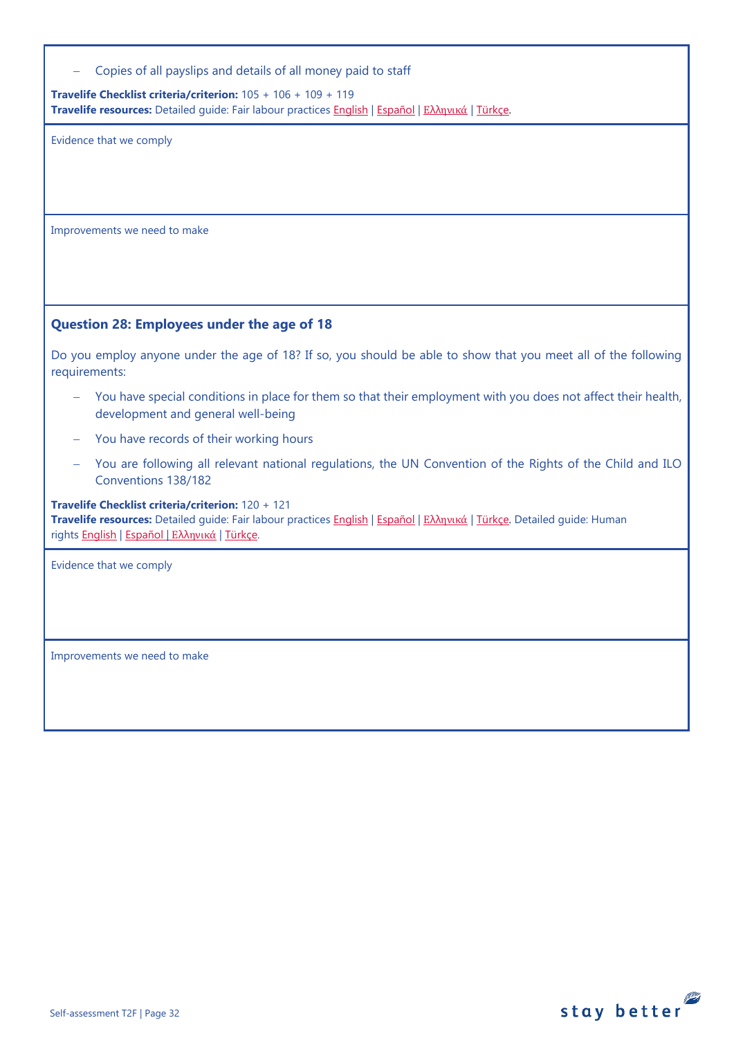- Copies of all payslips and details of all money paid to staff

**Travelife Checklist criteria/criterion:** 105 + 106 + 109 + 119
**Travelife resources:** Detailed guide: Fair labour practices English | Español | Ελληνικά | Türkçe.

Evidence that we comply

Improvements we need to make

### Question 28: Employees under the age of 18

Do you employ anyone under the age of 18? If so, you should be able to show that you meet all of the following requirements:

- You have special conditions in place for them so that their employment with you does not affect their health, development and general well-being
- You have records of their working hours
- You are following all relevant national regulations, the UN Convention of the Rights of the Child and ILO Conventions 138/182

**Travelife Checklist criteria/criterion:** 120 + 121
**Travelife resources:** Detailed guide: Fair labour practices English | Español | Ελληνικά | Türkçe. Detailed guide: Human rights English | Español | Ελληνικά | Türkçe.

Evidence that we comply

Improvements we need to make